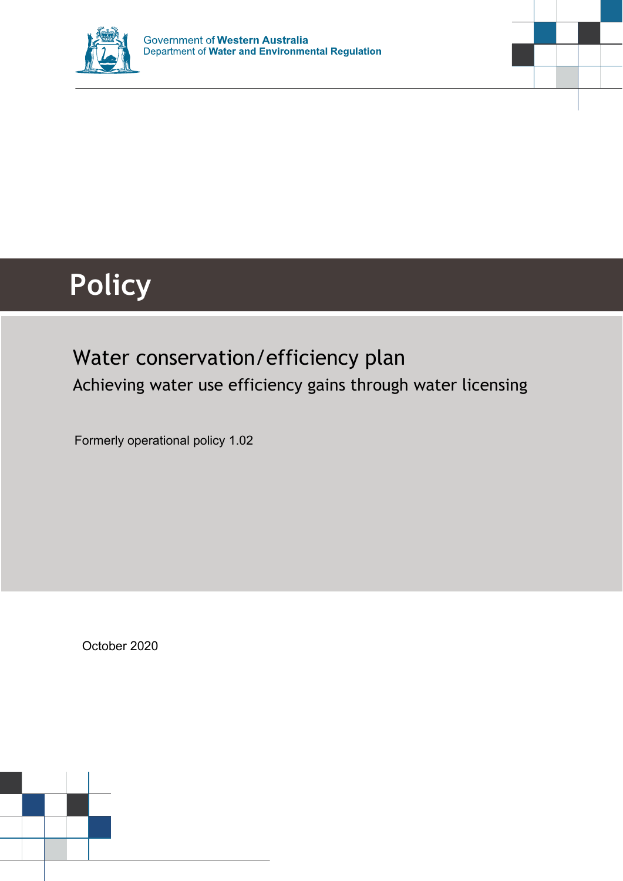Government of **Western Australia**
Department of **Water and Environmental Regulation**

# Policy

## Water conservation/efficiency plan

### Achieving water use efficiency gains through water licensing

Formerly operational policy 1.02

October 2020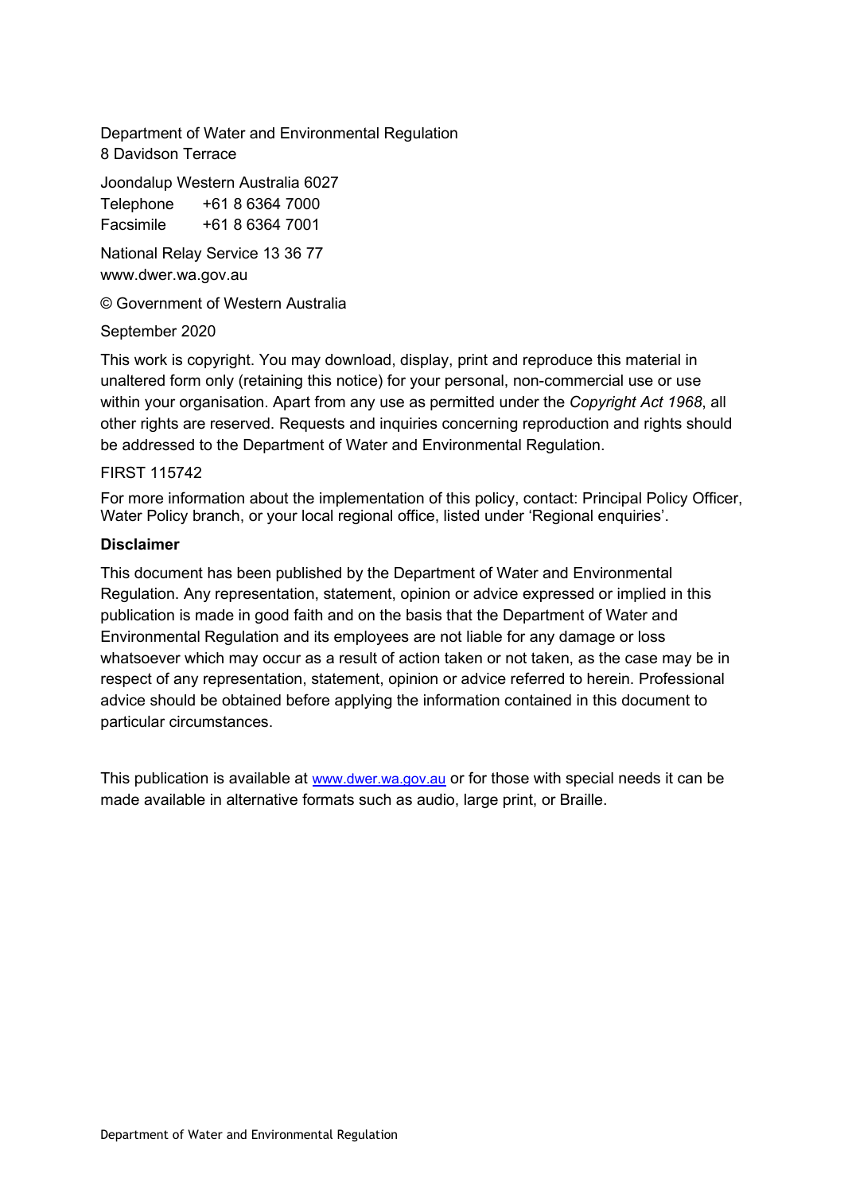Department of Water and Environmental Regulation
8 Davidson Terrace

Joondalup Western Australia 6027
Telephone +61 8 6364 7000
Facsimile +61 8 6364 7001

National Relay Service 13 36 77
www.dwer.wa.gov.au

© Government of Western Australia

September 2020

This work is copyright. You may download, display, print and reproduce this material in unaltered form only (retaining this notice) for your personal, non-commercial use or use within your organisation. Apart from any use as permitted under the *Copyright Act 1968*, all other rights are reserved. Requests and inquiries concerning reproduction and rights should be addressed to the Department of Water and Environmental Regulation.

FIRST 115742

For more information about the implementation of this policy, contact: Principal Policy Officer, Water Policy branch, or your local regional office, listed under 'Regional enquiries'.

**Disclaimer**

This document has been published by the Department of Water and Environmental Regulation. Any representation, statement, opinion or advice expressed or implied in this publication is made in good faith and on the basis that the Department of Water and Environmental Regulation and its employees are not liable for any damage or loss whatsoever which may occur as a result of action taken or not taken, as the case may be in respect of any representation, statement, opinion or advice referred to herein. Professional advice should be obtained before applying the information contained in this document to particular circumstances.

This publication is available at www.dwer.wa.gov.au or for those with special needs it can be made available in alternative formats such as audio, large print, or Braille.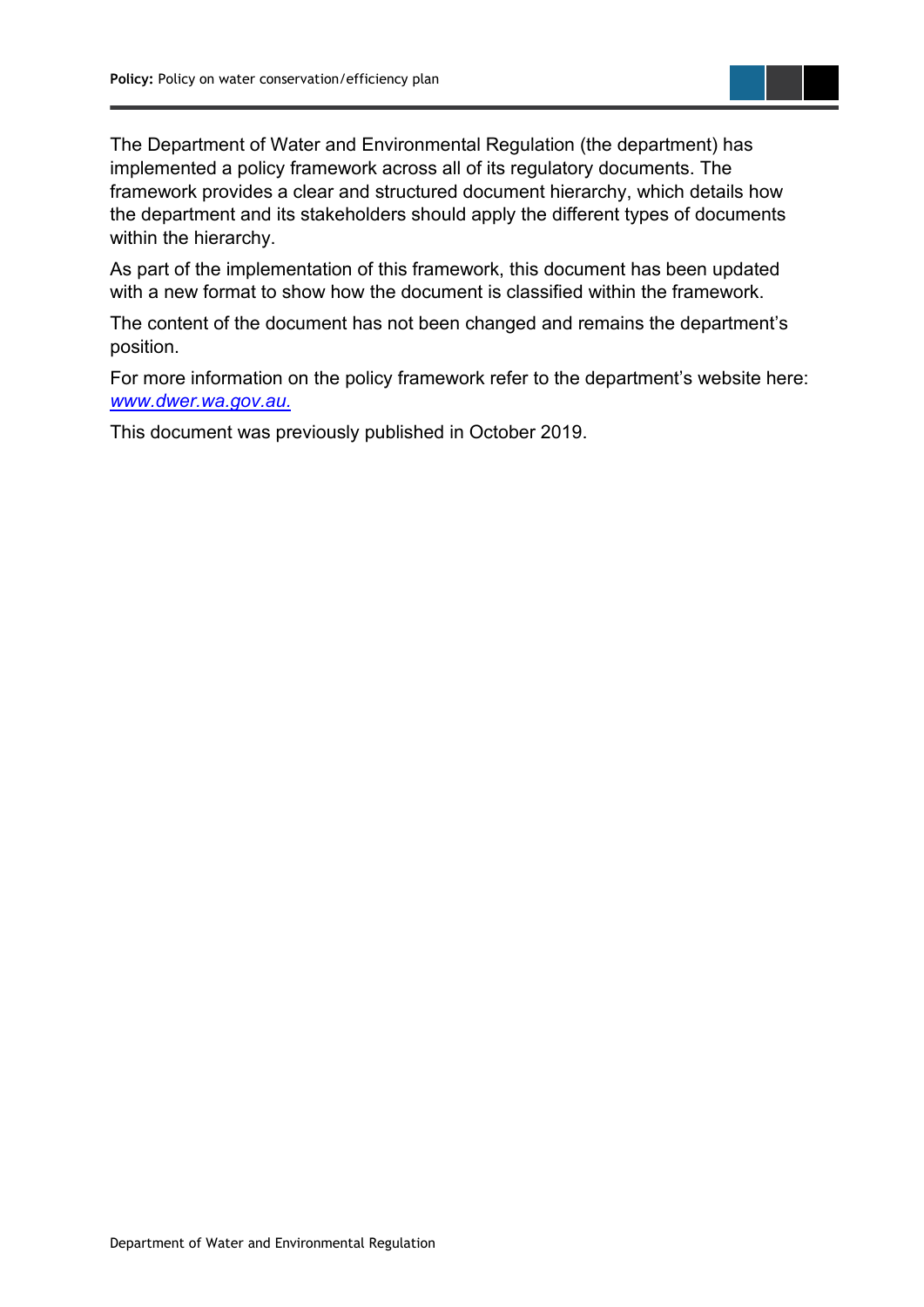The Department of Water and Environmental Regulation (the department) has implemented a policy framework across all of its regulatory documents. The framework provides a clear and structured document hierarchy, which details how the department and its stakeholders should apply the different types of documents within the hierarchy.

As part of the implementation of this framework, this document has been updated with a new format to show how the document is classified within the framework.

The content of the document has not been changed and remains the department's position.

For more information on the policy framework refer to the department's website here: *www.dwer.wa.gov.au.*

This document was previously published in October 2019.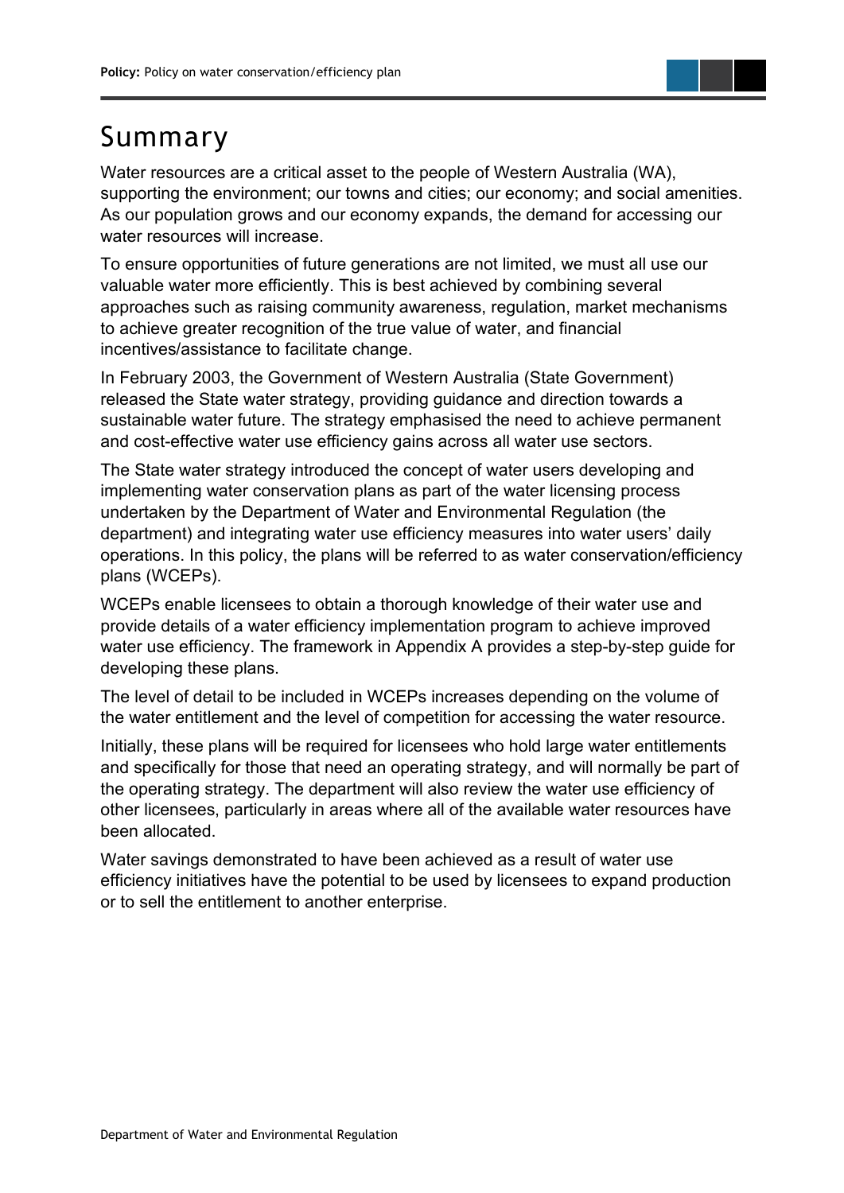# Summary

Water resources are a critical asset to the people of Western Australia (WA), supporting the environment; our towns and cities; our economy; and social amenities. As our population grows and our economy expands, the demand for accessing our water resources will increase.

To ensure opportunities of future generations are not limited, we must all use our valuable water more efficiently. This is best achieved by combining several approaches such as raising community awareness, regulation, market mechanisms to achieve greater recognition of the true value of water, and financial incentives/assistance to facilitate change.

In February 2003, the Government of Western Australia (State Government) released the State water strategy, providing guidance and direction towards a sustainable water future. The strategy emphasised the need to achieve permanent and cost-effective water use efficiency gains across all water use sectors.

The State water strategy introduced the concept of water users developing and implementing water conservation plans as part of the water licensing process undertaken by the Department of Water and Environmental Regulation (the department) and integrating water use efficiency measures into water users' daily operations. In this policy, the plans will be referred to as water conservation/efficiency plans (WCEPs).

WCEPs enable licensees to obtain a thorough knowledge of their water use and provide details of a water efficiency implementation program to achieve improved water use efficiency. The framework in Appendix A provides a step-by-step guide for developing these plans.

The level of detail to be included in WCEPs increases depending on the volume of the water entitlement and the level of competition for accessing the water resource.

Initially, these plans will be required for licensees who hold large water entitlements and specifically for those that need an operating strategy, and will normally be part of the operating strategy. The department will also review the water use efficiency of other licensees, particularly in areas where all of the available water resources have been allocated.

Water savings demonstrated to have been achieved as a result of water use efficiency initiatives have the potential to be used by licensees to expand production or to sell the entitlement to another enterprise.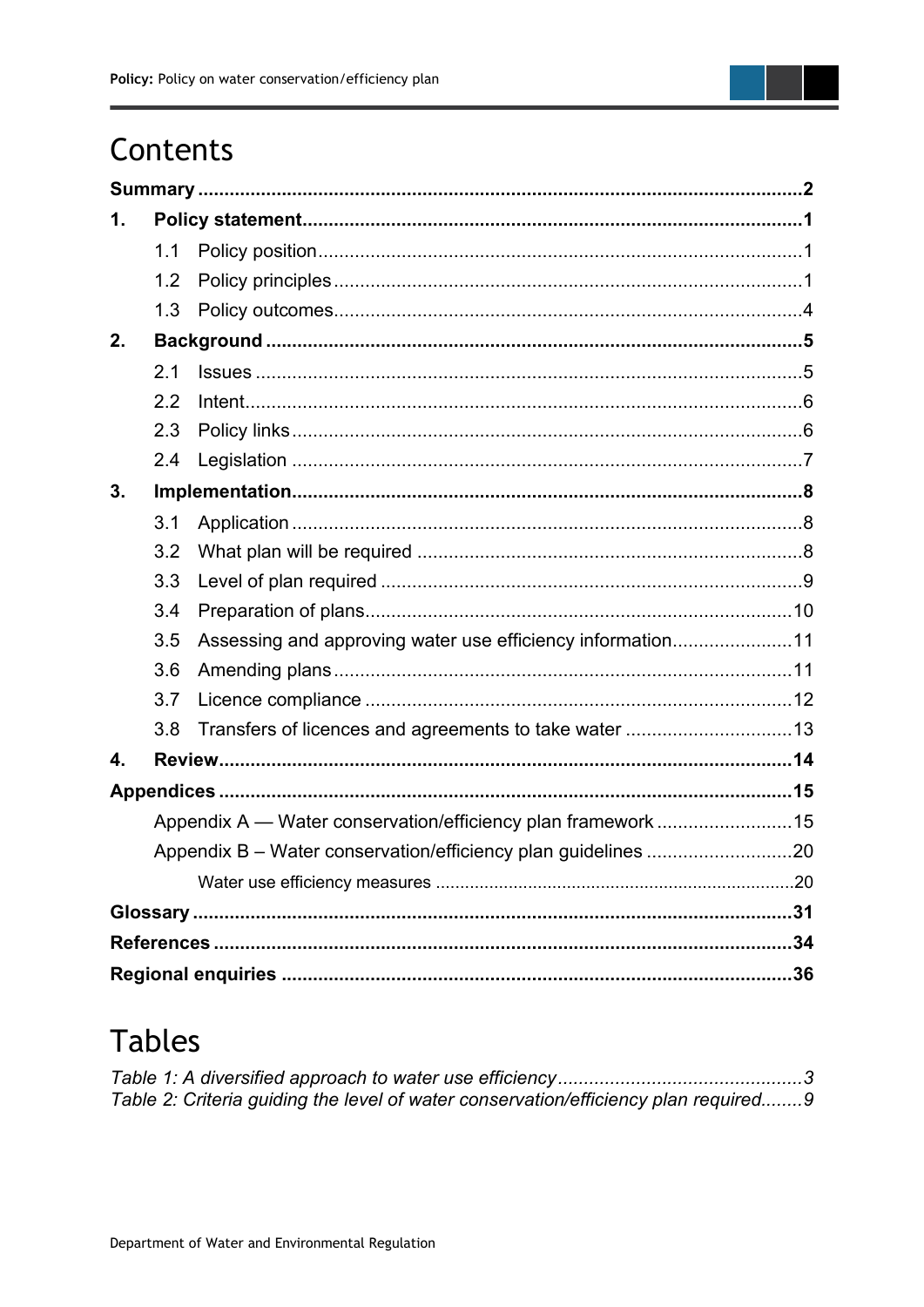# Contents

**Summary** .......... **2**

**1. Policy statement** .......... **1**

- 1.1 Policy position .......... 1
- 1.2 Policy principles .......... 1
- 1.3 Policy outcomes .......... 4

**2. Background** .......... **5**

- 2.1 Issues .......... 5
- 2.2 Intent .......... 6
- 2.3 Policy links .......... 6
- 2.4 Legislation .......... 7

**3. Implementation** .......... **8**

- 3.1 Application .......... 8
- 3.2 What plan will be required .......... 8
- 3.3 Level of plan required .......... 9
- 3.4 Preparation of plans .......... 10
- 3.5 Assessing and approving water use efficiency information .......... 11
- 3.6 Amending plans .......... 11
- 3.7 Licence compliance .......... 12
- 3.8 Transfers of licences and agreements to take water .......... 13

**4. Review** .......... **14**

**Appendices** .......... **15**

- Appendix A — Water conservation/efficiency plan framework .......... 15
- Appendix B – Water conservation/efficiency plan guidelines .......... 20
  - Water use efficiency measures .......... 20

**Glossary** .......... **31**

**References** .......... **34**

**Regional enquiries** .......... **36**

# Tables

*Table 1: A diversified approach to water use efficiency* .......... *3*

*Table 2: Criteria guiding the level of water conservation/efficiency plan required* .......... *9*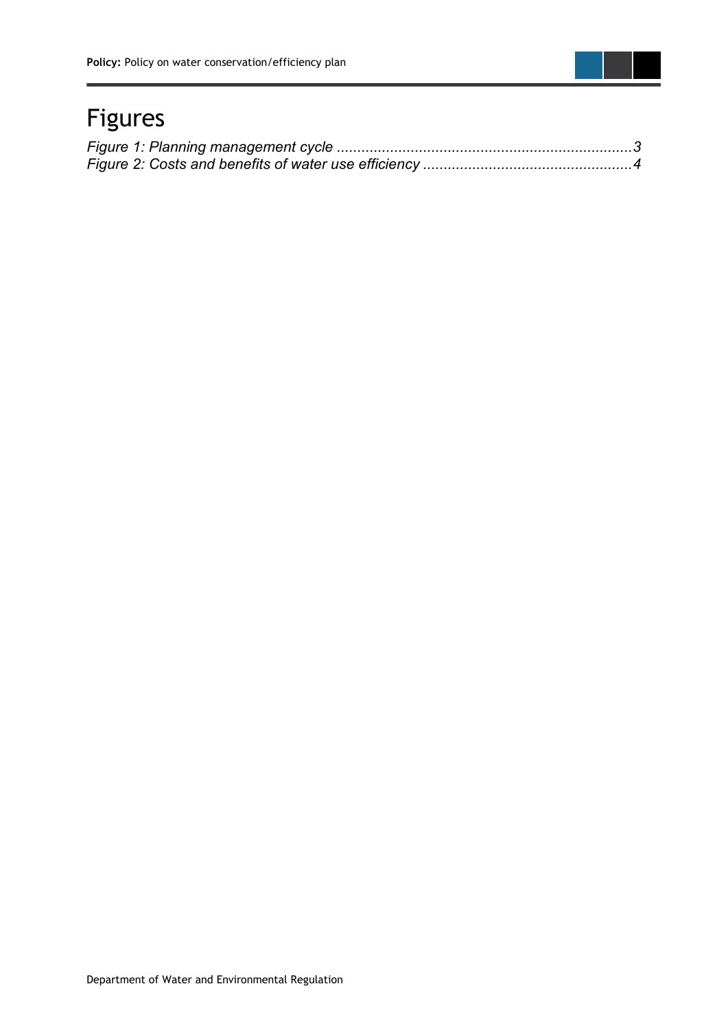# Figures

*Figure 1: Planning management cycle ........................................................................3*
*Figure 2: Costs and benefits of water use efficiency ...................................................4*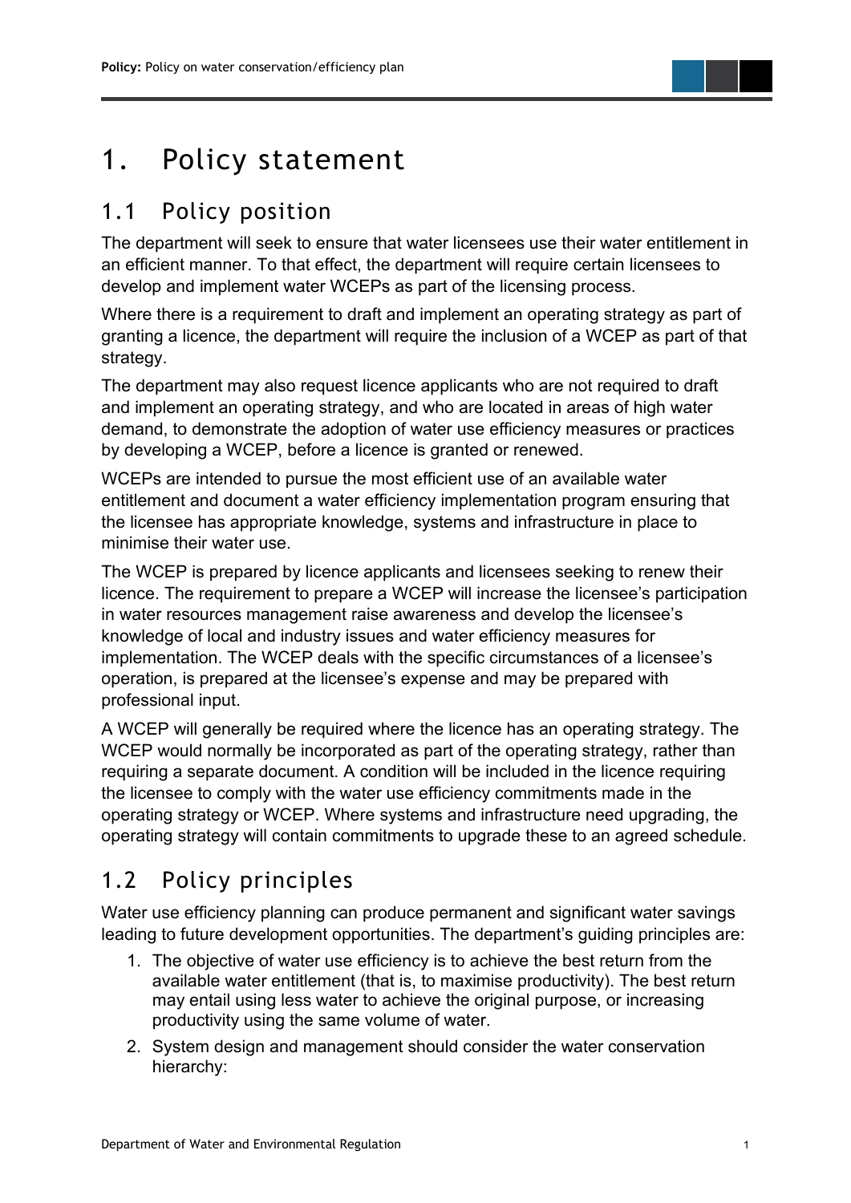# 1. Policy statement

## 1.1 Policy position

The department will seek to ensure that water licensees use their water entitlement in an efficient manner. To that effect, the department will require certain licensees to develop and implement water WCEPs as part of the licensing process.

Where there is a requirement to draft and implement an operating strategy as part of granting a licence, the department will require the inclusion of a WCEP as part of that strategy.

The department may also request licence applicants who are not required to draft and implement an operating strategy, and who are located in areas of high water demand, to demonstrate the adoption of water use efficiency measures or practices by developing a WCEP, before a licence is granted or renewed.

WCEPs are intended to pursue the most efficient use of an available water entitlement and document a water efficiency implementation program ensuring that the licensee has appropriate knowledge, systems and infrastructure in place to minimise their water use.

The WCEP is prepared by licence applicants and licensees seeking to renew their licence. The requirement to prepare a WCEP will increase the licensee's participation in water resources management raise awareness and develop the licensee's knowledge of local and industry issues and water efficiency measures for implementation. The WCEP deals with the specific circumstances of a licensee's operation, is prepared at the licensee's expense and may be prepared with professional input.

A WCEP will generally be required where the licence has an operating strategy. The WCEP would normally be incorporated as part of the operating strategy, rather than requiring a separate document. A condition will be included in the licence requiring the licensee to comply with the water use efficiency commitments made in the operating strategy or WCEP. Where systems and infrastructure need upgrading, the operating strategy will contain commitments to upgrade these to an agreed schedule.

## 1.2 Policy principles

Water use efficiency planning can produce permanent and significant water savings leading to future development opportunities. The department's guiding principles are:

1. The objective of water use efficiency is to achieve the best return from the available water entitlement (that is, to maximise productivity). The best return may entail using less water to achieve the original purpose, or increasing productivity using the same volume of water.
2. System design and management should consider the water conservation hierarchy: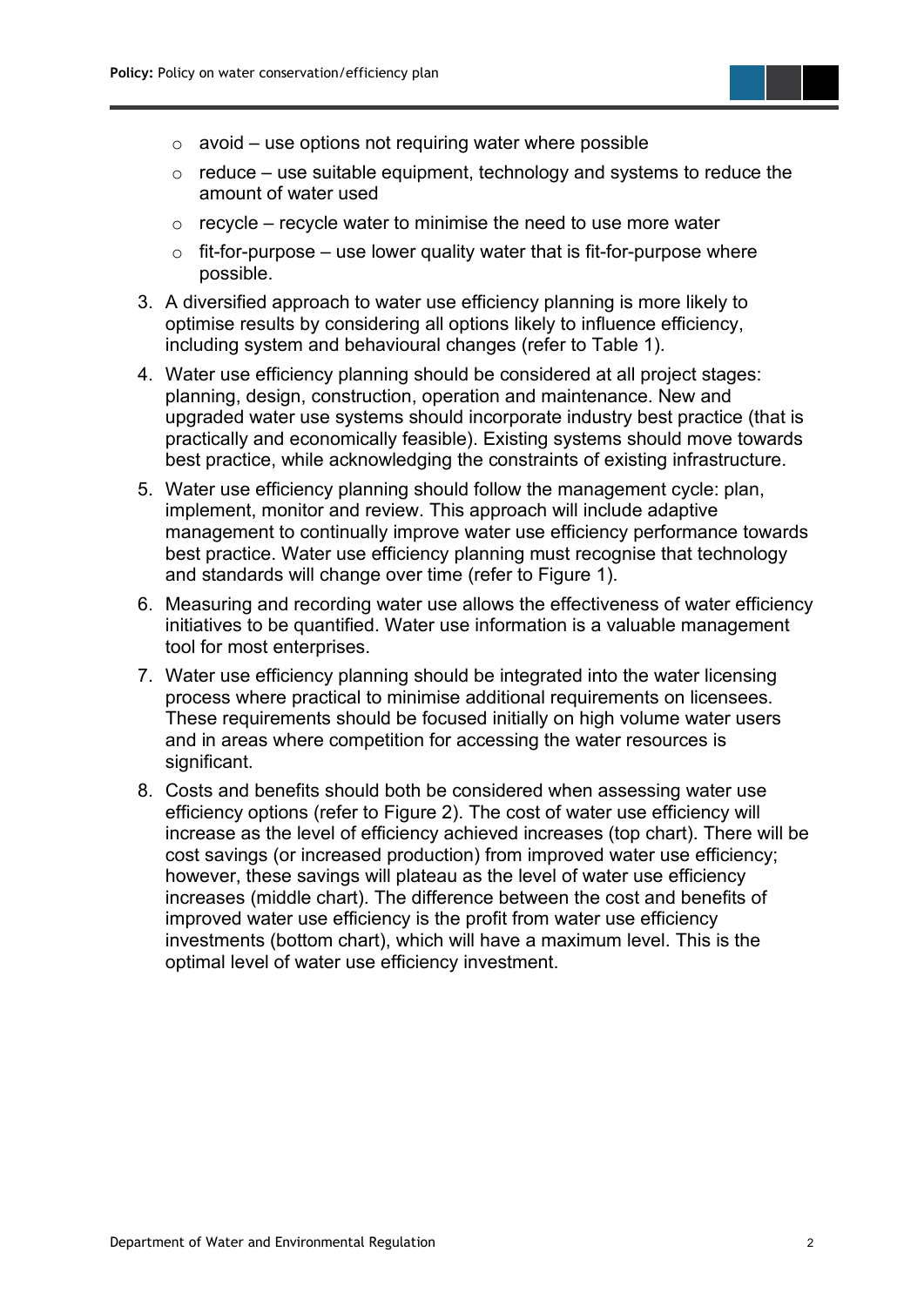- avoid – use options not requiring water where possible
  - reduce – use suitable equipment, technology and systems to reduce the amount of water used
  - recycle – recycle water to minimise the need to use more water
  - fit-for-purpose – use lower quality water that is fit-for-purpose where possible.

3. A diversified approach to water use efficiency planning is more likely to optimise results by considering all options likely to influence efficiency, including system and behavioural changes (refer to Table 1).
4. Water use efficiency planning should be considered at all project stages: planning, design, construction, operation and maintenance. New and upgraded water use systems should incorporate industry best practice (that is practically and economically feasible). Existing systems should move towards best practice, while acknowledging the constraints of existing infrastructure.
5. Water use efficiency planning should follow the management cycle: plan, implement, monitor and review. This approach will include adaptive management to continually improve water use efficiency performance towards best practice. Water use efficiency planning must recognise that technology and standards will change over time (refer to Figure 1).
6. Measuring and recording water use allows the effectiveness of water efficiency initiatives to be quantified. Water use information is a valuable management tool for most enterprises.
7. Water use efficiency planning should be integrated into the water licensing process where practical to minimise additional requirements on licensees. These requirements should be focused initially on high volume water users and in areas where competition for accessing the water resources is significant.
8. Costs and benefits should both be considered when assessing water use efficiency options (refer to Figure 2). The cost of water use efficiency will increase as the level of efficiency achieved increases (top chart). There will be cost savings (or increased production) from improved water use efficiency; however, these savings will plateau as the level of water use efficiency increases (middle chart). The difference between the cost and benefits of improved water use efficiency is the profit from water use efficiency investments (bottom chart), which will have a maximum level. This is the optimal level of water use efficiency investment.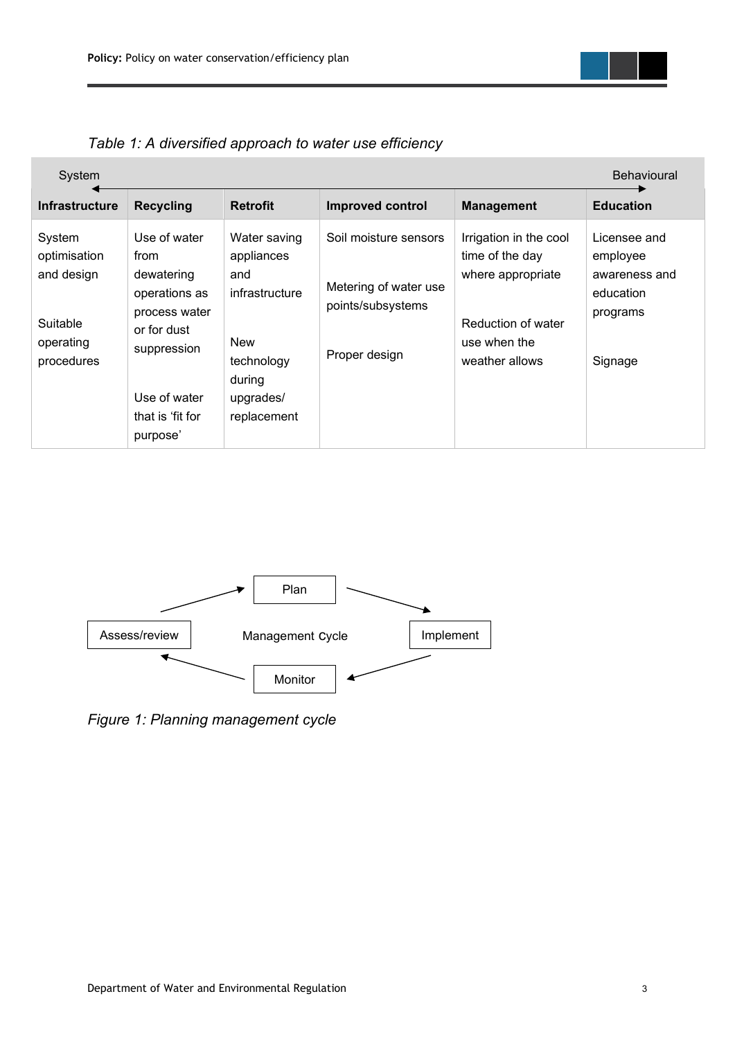*Table 1: A diversified approach to water use efficiency*

| System ← | | | | | → Behavioural |
|---|---|---|---|---|---|
| **Infrastructure** | **Recycling** | **Retrofit** | **Improved control** | **Management** | **Education** |
| System optimisation and design<br><br>Suitable operating procedures | Use of water from dewatering operations as process water or for dust suppression<br><br>Use of water that is 'fit for purpose' | Water saving appliances and infrastructure<br><br>New technology during upgrades/ replacement | Soil moisture sensors<br><br>Metering of water use points/subsystems<br><br>Proper design | Irrigation in the cool time of the day where appropriate<br><br>Reduction of water use when the weather allows | Licensee and employee awareness and education programs<br><br>Signage |

Management cycle: Plan → Implement → Monitor → Assess/review → Plan

*Figure 1: Planning management cycle*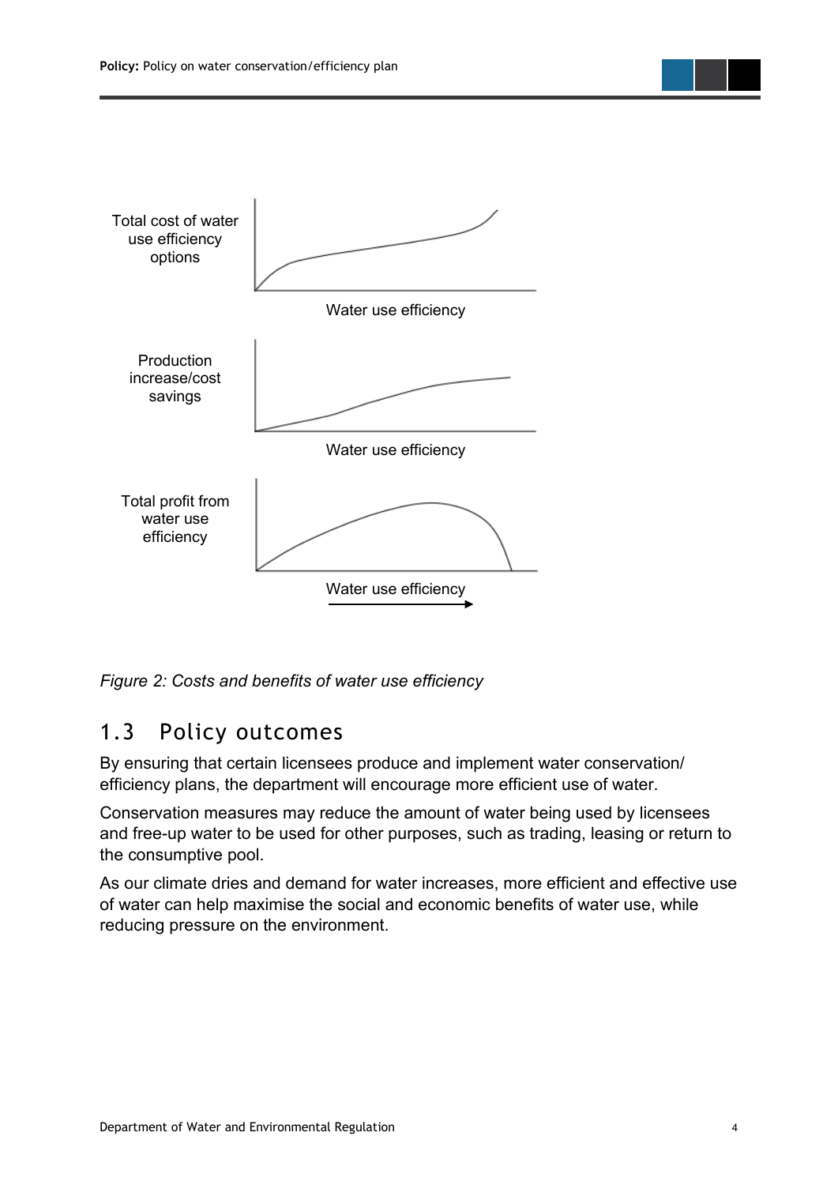Total cost of water use efficiency options

Water use efficiency

Production increase/cost savings

Water use efficiency

Total profit from water use efficiency

Water use efficiency

*Figure 2: Costs and benefits of water use efficiency*

## 1.3 Policy outcomes

By ensuring that certain licensees produce and implement water conservation/efficiency plans, the department will encourage more efficient use of water.

Conservation measures may reduce the amount of water being used by licensees and free-up water to be used for other purposes, such as trading, leasing or return to the consumptive pool.

As our climate dries and demand for water increases, more efficient and effective use of water can help maximise the social and economic benefits of water use, while reducing pressure on the environment.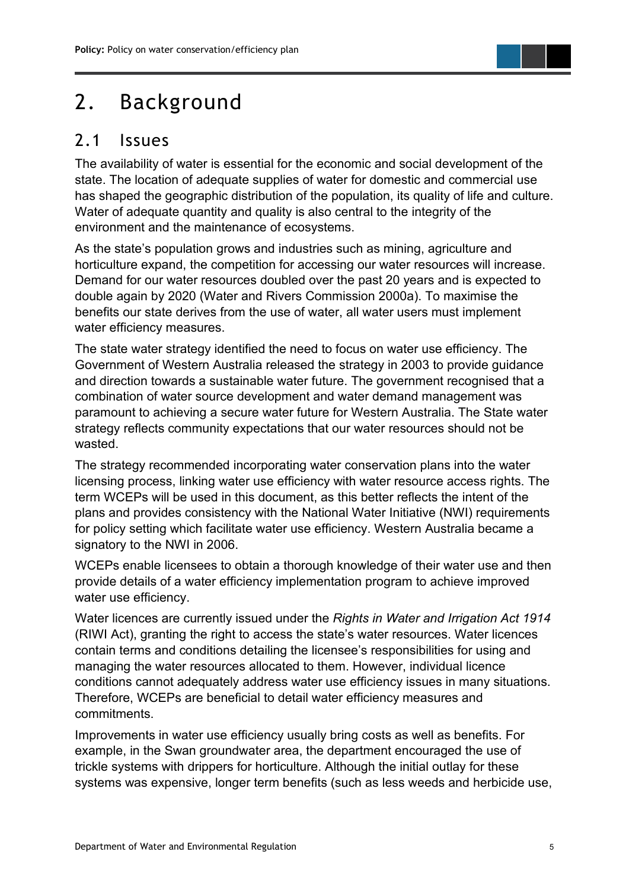# 2. Background

## 2.1 Issues

The availability of water is essential for the economic and social development of the state. The location of adequate supplies of water for domestic and commercial use has shaped the geographic distribution of the population, its quality of life and culture. Water of adequate quantity and quality is also central to the integrity of the environment and the maintenance of ecosystems.

As the state's population grows and industries such as mining, agriculture and horticulture expand, the competition for accessing our water resources will increase. Demand for our water resources doubled over the past 20 years and is expected to double again by 2020 (Water and Rivers Commission 2000a). To maximise the benefits our state derives from the use of water, all water users must implement water efficiency measures.

The state water strategy identified the need to focus on water use efficiency. The Government of Western Australia released the strategy in 2003 to provide guidance and direction towards a sustainable water future. The government recognised that a combination of water source development and water demand management was paramount to achieving a secure water future for Western Australia. The State water strategy reflects community expectations that our water resources should not be wasted.

The strategy recommended incorporating water conservation plans into the water licensing process, linking water use efficiency with water resource access rights. The term WCEPs will be used in this document, as this better reflects the intent of the plans and provides consistency with the National Water Initiative (NWI) requirements for policy setting which facilitate water use efficiency. Western Australia became a signatory to the NWI in 2006.

WCEPs enable licensees to obtain a thorough knowledge of their water use and then provide details of a water efficiency implementation program to achieve improved water use efficiency.

Water licences are currently issued under the *Rights in Water and Irrigation Act 1914* (RIWI Act), granting the right to access the state's water resources. Water licences contain terms and conditions detailing the licensee's responsibilities for using and managing the water resources allocated to them. However, individual licence conditions cannot adequately address water use efficiency issues in many situations. Therefore, WCEPs are beneficial to detail water efficiency measures and commitments.

Improvements in water use efficiency usually bring costs as well as benefits. For example, in the Swan groundwater area, the department encouraged the use of trickle systems with drippers for horticulture. Although the initial outlay for these systems was expensive, longer term benefits (such as less weeds and herbicide use,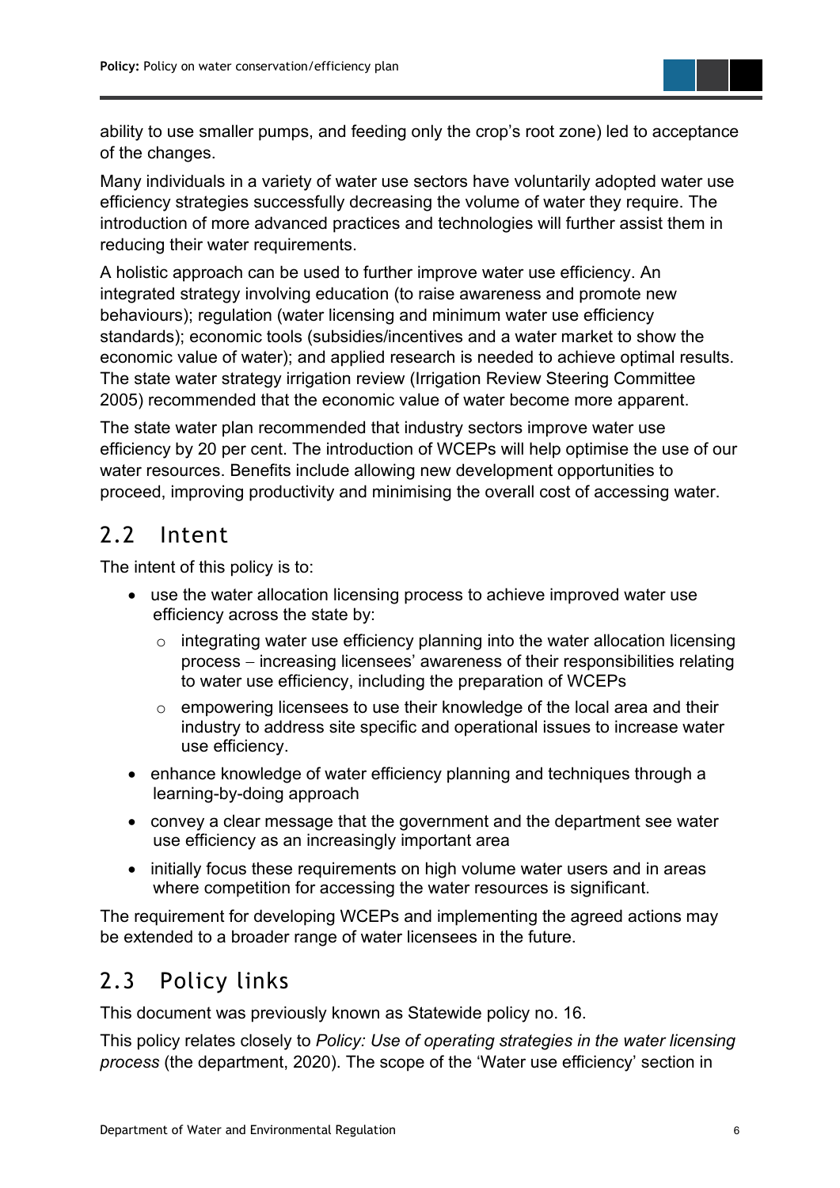ability to use smaller pumps, and feeding only the crop's root zone) led to acceptance of the changes.

Many individuals in a variety of water use sectors have voluntarily adopted water use efficiency strategies successfully decreasing the volume of water they require. The introduction of more advanced practices and technologies will further assist them in reducing their water requirements.

A holistic approach can be used to further improve water use efficiency. An integrated strategy involving education (to raise awareness and promote new behaviours); regulation (water licensing and minimum water use efficiency standards); economic tools (subsidies/incentives and a water market to show the economic value of water); and applied research is needed to achieve optimal results. The state water strategy irrigation review (Irrigation Review Steering Committee 2005) recommended that the economic value of water become more apparent.

The state water plan recommended that industry sectors improve water use efficiency by 20 per cent. The introduction of WCEPs will help optimise the use of our water resources. Benefits include allowing new development opportunities to proceed, improving productivity and minimising the overall cost of accessing water.

## 2.2 Intent

The intent of this policy is to:

- use the water allocation licensing process to achieve improved water use efficiency across the state by:
    - integrating water use efficiency planning into the water allocation licensing process – increasing licensees' awareness of their responsibilities relating to water use efficiency, including the preparation of WCEPs
    - empowering licensees to use their knowledge of the local area and their industry to address site specific and operational issues to increase water use efficiency.
- enhance knowledge of water efficiency planning and techniques through a learning-by-doing approach
- convey a clear message that the government and the department see water use efficiency as an increasingly important area
- initially focus these requirements on high volume water users and in areas where competition for accessing the water resources is significant.

The requirement for developing WCEPs and implementing the agreed actions may be extended to a broader range of water licensees in the future.

## 2.3 Policy links

This document was previously known as Statewide policy no. 16.

This policy relates closely to *Policy: Use of operating strategies in the water licensing process* (the department, 2020). The scope of the 'Water use efficiency' section in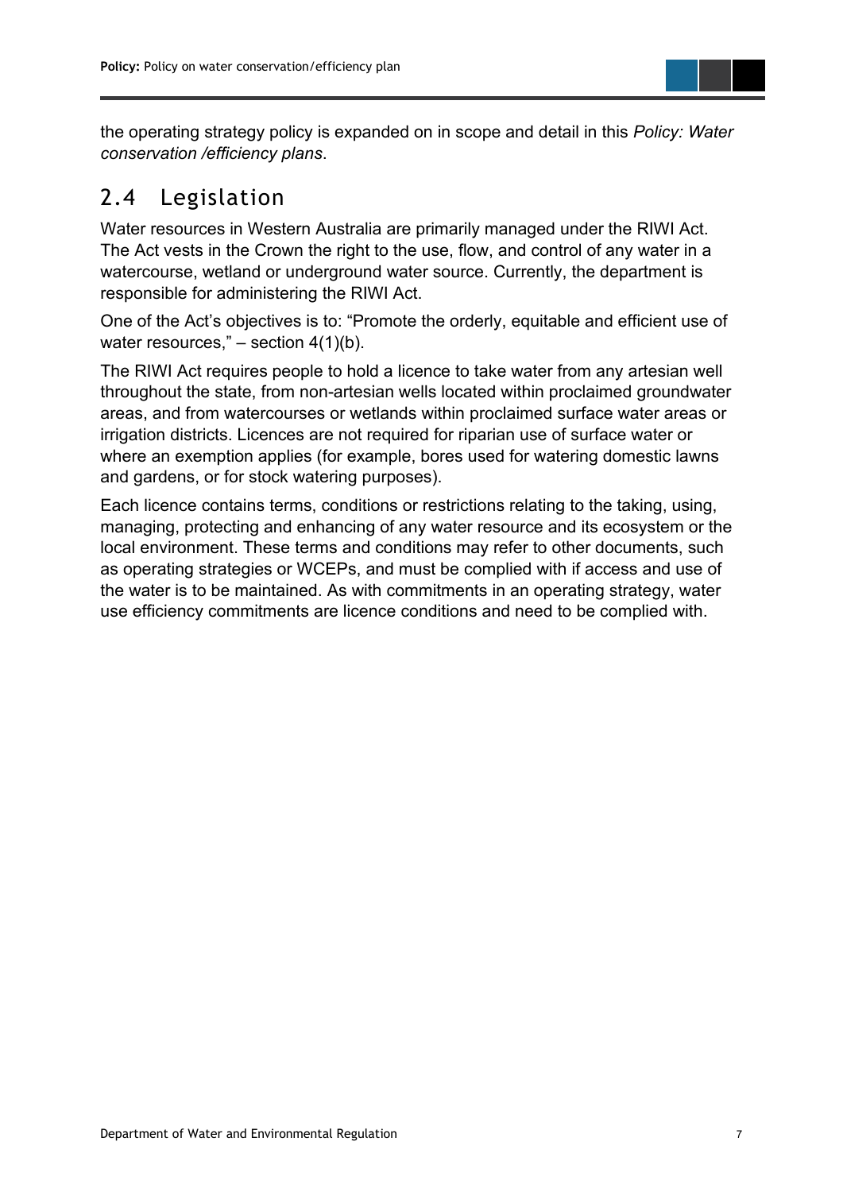the operating strategy policy is expanded on in scope and detail in this *Policy: Water conservation /efficiency plans*.

## 2.4 Legislation

Water resources in Western Australia are primarily managed under the RIWI Act. The Act vests in the Crown the right to the use, flow, and control of any water in a watercourse, wetland or underground water source. Currently, the department is responsible for administering the RIWI Act.

One of the Act's objectives is to: "Promote the orderly, equitable and efficient use of water resources," – section 4(1)(b).

The RIWI Act requires people to hold a licence to take water from any artesian well throughout the state, from non-artesian wells located within proclaimed groundwater areas, and from watercourses or wetlands within proclaimed surface water areas or irrigation districts. Licences are not required for riparian use of surface water or where an exemption applies (for example, bores used for watering domestic lawns and gardens, or for stock watering purposes).

Each licence contains terms, conditions or restrictions relating to the taking, using, managing, protecting and enhancing of any water resource and its ecosystem or the local environment. These terms and conditions may refer to other documents, such as operating strategies or WCEPs, and must be complied with if access and use of the water is to be maintained. As with commitments in an operating strategy, water use efficiency commitments are licence conditions and need to be complied with.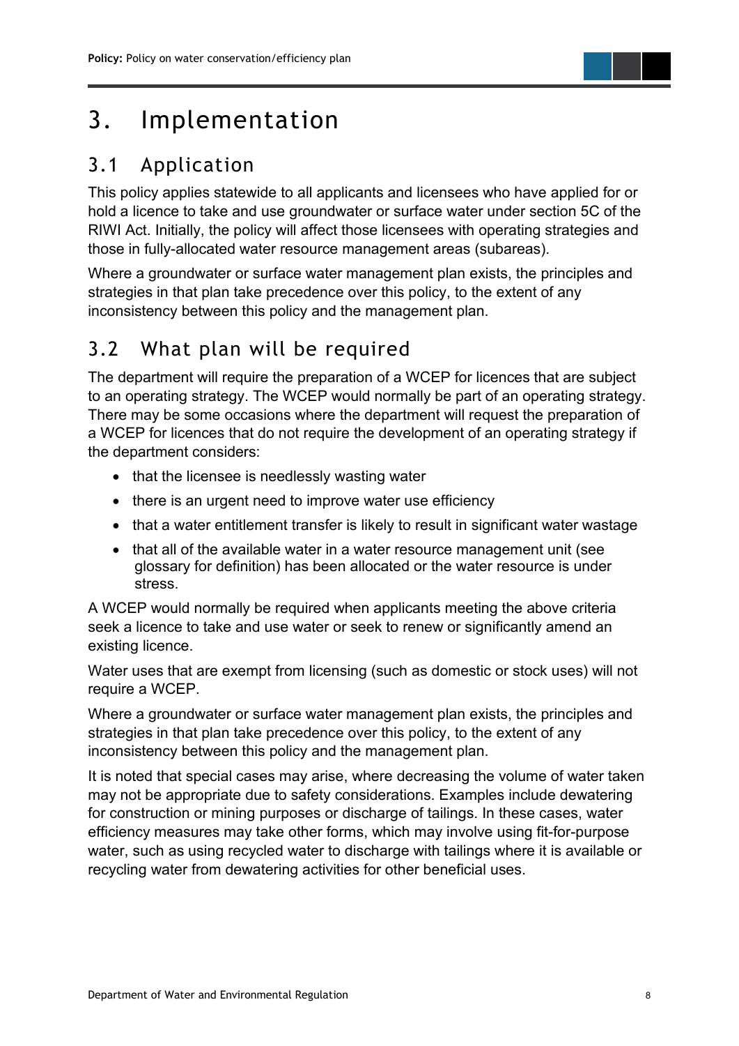# 3. Implementation

## 3.1 Application

This policy applies statewide to all applicants and licensees who have applied for or hold a licence to take and use groundwater or surface water under section 5C of the RIWI Act. Initially, the policy will affect those licensees with operating strategies and those in fully-allocated water resource management areas (subareas).

Where a groundwater or surface water management plan exists, the principles and strategies in that plan take precedence over this policy, to the extent of any inconsistency between this policy and the management plan.

## 3.2 What plan will be required

The department will require the preparation of a WCEP for licences that are subject to an operating strategy. The WCEP would normally be part of an operating strategy. There may be some occasions where the department will request the preparation of a WCEP for licences that do not require the development of an operating strategy if the department considers:

- that the licensee is needlessly wasting water
- there is an urgent need to improve water use efficiency
- that a water entitlement transfer is likely to result in significant water wastage
- that all of the available water in a water resource management unit (see glossary for definition) has been allocated or the water resource is under stress.

A WCEP would normally be required when applicants meeting the above criteria seek a licence to take and use water or seek to renew or significantly amend an existing licence.

Water uses that are exempt from licensing (such as domestic or stock uses) will not require a WCEP.

Where a groundwater or surface water management plan exists, the principles and strategies in that plan take precedence over this policy, to the extent of any inconsistency between this policy and the management plan.

It is noted that special cases may arise, where decreasing the volume of water taken may not be appropriate due to safety considerations. Examples include dewatering for construction or mining purposes or discharge of tailings. In these cases, water efficiency measures may take other forms, which may involve using fit-for-purpose water, such as using recycled water to discharge with tailings where it is available or recycling water from dewatering activities for other beneficial uses.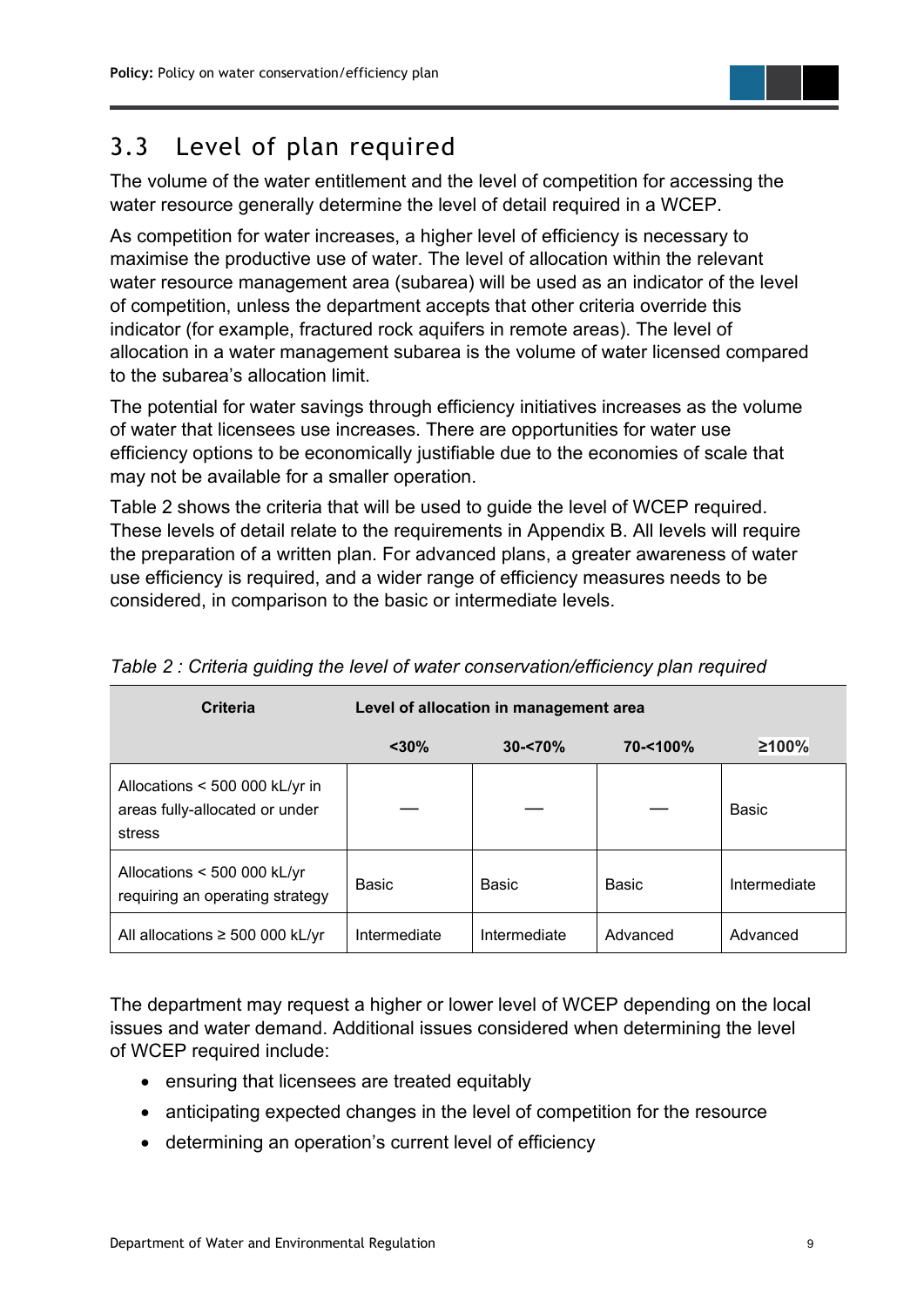## 3.3 Level of plan required

The volume of the water entitlement and the level of competition for accessing the water resource generally determine the level of detail required in a WCEP.

As competition for water increases, a higher level of efficiency is necessary to maximise the productive use of water. The level of allocation within the relevant water resource management area (subarea) will be used as an indicator of the level of competition, unless the department accepts that other criteria override this indicator (for example, fractured rock aquifers in remote areas). The level of allocation in a water management subarea is the volume of water licensed compared to the subarea's allocation limit.

The potential for water savings through efficiency initiatives increases as the volume of water that licensees use increases. There are opportunities for water use efficiency options to be economically justifiable due to the economies of scale that may not be available for a smaller operation.

Table 2 shows the criteria that will be used to guide the level of WCEP required. These levels of detail relate to the requirements in Appendix B. All levels will require the preparation of a written plan. For advanced plans, a greater awareness of water use efficiency is required, and a wider range of efficiency measures needs to be considered, in comparison to the basic or intermediate levels.

*Table 2 : Criteria guiding the level of water conservation/efficiency plan required*

| Criteria | Level of allocation in management area | | | |
|---|---|---|---|---|
| | <30% | 30-<70% | 70-<100% | ≥100% |
| Allocations < 500 000 kL/yr in areas fully-allocated or under stress | — | — | — | Basic |
| Allocations < 500 000 kL/yr requiring an operating strategy | Basic | Basic | Basic | Intermediate |
| All allocations ≥ 500 000 kL/yr | Intermediate | Intermediate | Advanced | Advanced |

The department may request a higher or lower level of WCEP depending on the local issues and water demand. Additional issues considered when determining the level of WCEP required include:

- ensuring that licensees are treated equitably
- anticipating expected changes in the level of competition for the resource
- determining an operation's current level of efficiency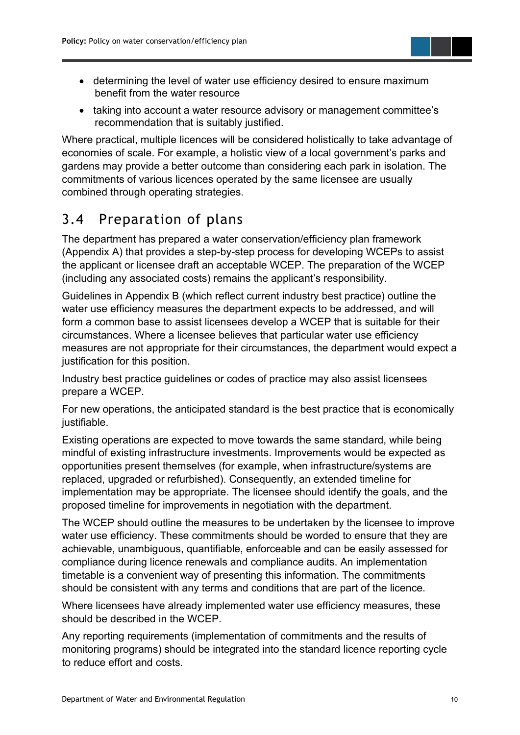- determining the level of water use efficiency desired to ensure maximum benefit from the water resource
- taking into account a water resource advisory or management committee's recommendation that is suitably justified.

Where practical, multiple licences will be considered holistically to take advantage of economies of scale. For example, a holistic view of a local government's parks and gardens may provide a better outcome than considering each park in isolation. The commitments of various licences operated by the same licensee are usually combined through operating strategies.

## 3.4 Preparation of plans

The department has prepared a water conservation/efficiency plan framework (Appendix A) that provides a step-by-step process for developing WCEPs to assist the applicant or licensee draft an acceptable WCEP. The preparation of the WCEP (including any associated costs) remains the applicant's responsibility.

Guidelines in Appendix B (which reflect current industry best practice) outline the water use efficiency measures the department expects to be addressed, and will form a common base to assist licensees develop a WCEP that is suitable for their circumstances. Where a licensee believes that particular water use efficiency measures are not appropriate for their circumstances, the department would expect a justification for this position.

Industry best practice guidelines or codes of practice may also assist licensees prepare a WCEP.

For new operations, the anticipated standard is the best practice that is economically justifiable.

Existing operations are expected to move towards the same standard, while being mindful of existing infrastructure investments. Improvements would be expected as opportunities present themselves (for example, when infrastructure/systems are replaced, upgraded or refurbished). Consequently, an extended timeline for implementation may be appropriate. The licensee should identify the goals, and the proposed timeline for improvements in negotiation with the department.

The WCEP should outline the measures to be undertaken by the licensee to improve water use efficiency. These commitments should be worded to ensure that they are achievable, unambiguous, quantifiable, enforceable and can be easily assessed for compliance during licence renewals and compliance audits. An implementation timetable is a convenient way of presenting this information. The commitments should be consistent with any terms and conditions that are part of the licence.

Where licensees have already implemented water use efficiency measures, these should be described in the WCEP.

Any reporting requirements (implementation of commitments and the results of monitoring programs) should be integrated into the standard licence reporting cycle to reduce effort and costs.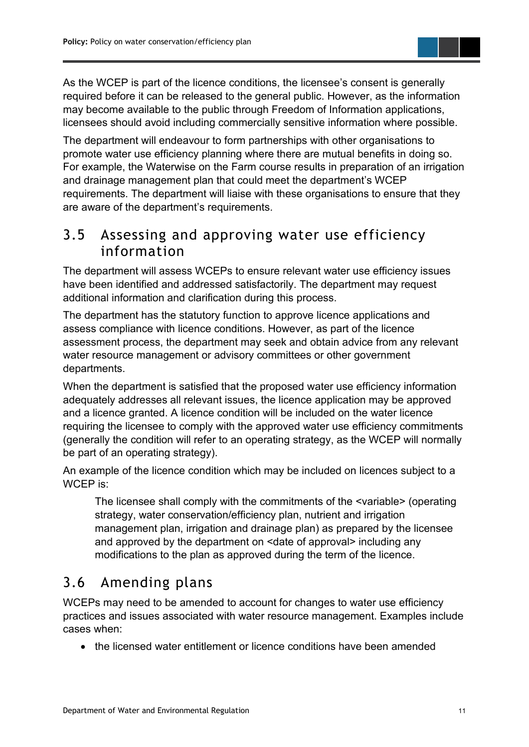As the WCEP is part of the licence conditions, the licensee's consent is generally required before it can be released to the general public. However, as the information may become available to the public through Freedom of Information applications, licensees should avoid including commercially sensitive information where possible.

The department will endeavour to form partnerships with other organisations to promote water use efficiency planning where there are mutual benefits in doing so. For example, the Waterwise on the Farm course results in preparation of an irrigation and drainage management plan that could meet the department's WCEP requirements. The department will liaise with these organisations to ensure that they are aware of the department's requirements.

## 3.5 Assessing and approving water use efficiency information

The department will assess WCEPs to ensure relevant water use efficiency issues have been identified and addressed satisfactorily. The department may request additional information and clarification during this process.

The department has the statutory function to approve licence applications and assess compliance with licence conditions. However, as part of the licence assessment process, the department may seek and obtain advice from any relevant water resource management or advisory committees or other government departments.

When the department is satisfied that the proposed water use efficiency information adequately addresses all relevant issues, the licence application may be approved and a licence granted. A licence condition will be included on the water licence requiring the licensee to comply with the approved water use efficiency commitments (generally the condition will refer to an operating strategy, as the WCEP will normally be part of an operating strategy).

An example of the licence condition which may be included on licences subject to a WCEP is:

> The licensee shall comply with the commitments of the <variable> (operating strategy, water conservation/efficiency plan, nutrient and irrigation management plan, irrigation and drainage plan) as prepared by the licensee and approved by the department on <date of approval> including any modifications to the plan as approved during the term of the licence.

## 3.6 Amending plans

WCEPs may need to be amended to account for changes to water use efficiency practices and issues associated with water resource management. Examples include cases when:

- the licensed water entitlement or licence conditions have been amended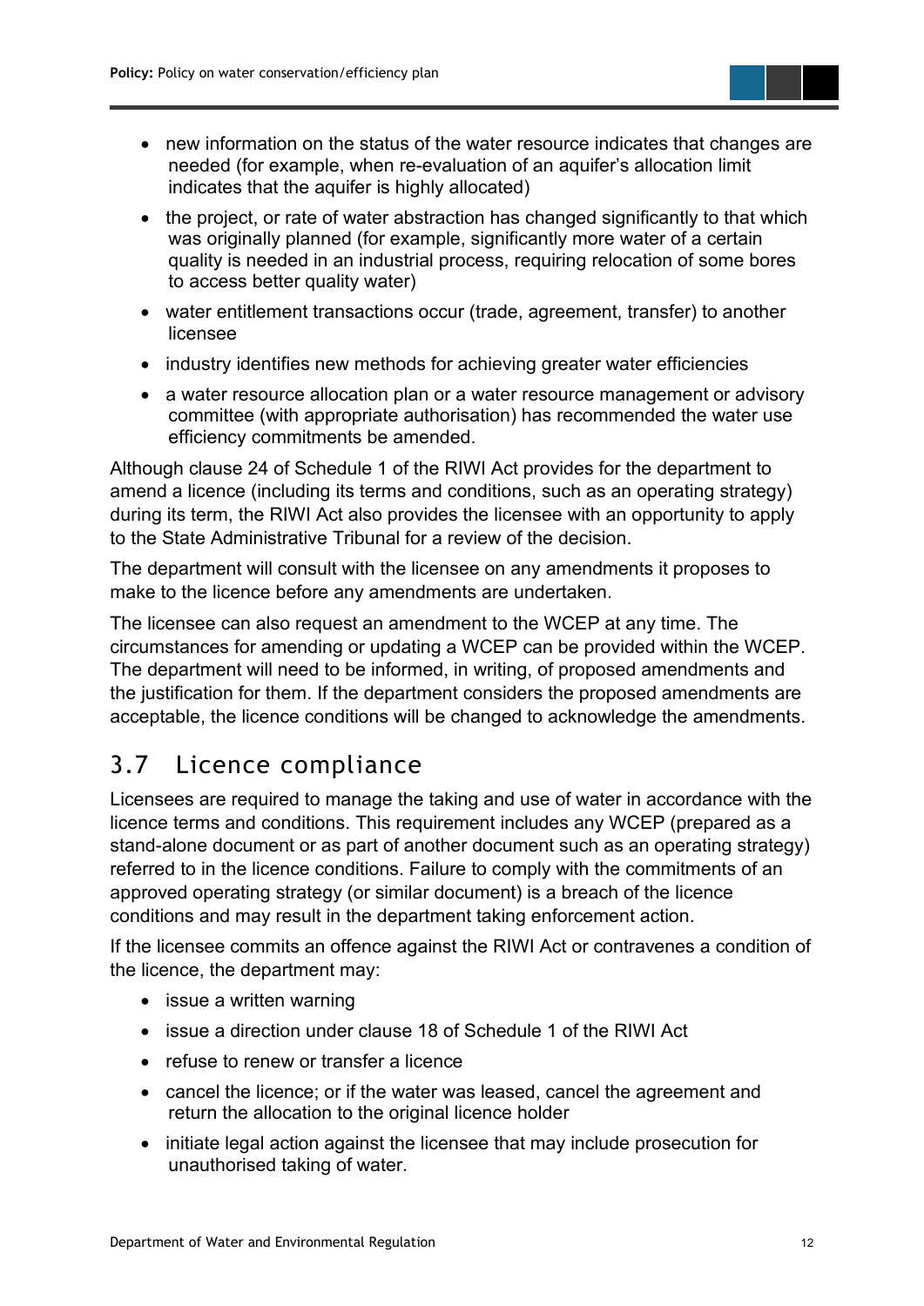- new information on the status of the water resource indicates that changes are needed (for example, when re-evaluation of an aquifer's allocation limit indicates that the aquifer is highly allocated)
- the project, or rate of water abstraction has changed significantly to that which was originally planned (for example, significantly more water of a certain quality is needed in an industrial process, requiring relocation of some bores to access better quality water)
- water entitlement transactions occur (trade, agreement, transfer) to another licensee
- industry identifies new methods for achieving greater water efficiencies
- a water resource allocation plan or a water resource management or advisory committee (with appropriate authorisation) has recommended the water use efficiency commitments be amended.

Although clause 24 of Schedule 1 of the RIWI Act provides for the department to amend a licence (including its terms and conditions, such as an operating strategy) during its term, the RIWI Act also provides the licensee with an opportunity to apply to the State Administrative Tribunal for a review of the decision.

The department will consult with the licensee on any amendments it proposes to make to the licence before any amendments are undertaken.

The licensee can also request an amendment to the WCEP at any time. The circumstances for amending or updating a WCEP can be provided within the WCEP. The department will need to be informed, in writing, of proposed amendments and the justification for them. If the department considers the proposed amendments are acceptable, the licence conditions will be changed to acknowledge the amendments.

## 3.7 Licence compliance

Licensees are required to manage the taking and use of water in accordance with the licence terms and conditions. This requirement includes any WCEP (prepared as a stand-alone document or as part of another document such as an operating strategy) referred to in the licence conditions. Failure to comply with the commitments of an approved operating strategy (or similar document) is a breach of the licence conditions and may result in the department taking enforcement action.

If the licensee commits an offence against the RIWI Act or contravenes a condition of the licence, the department may:

- issue a written warning
- issue a direction under clause 18 of Schedule 1 of the RIWI Act
- refuse to renew or transfer a licence
- cancel the licence; or if the water was leased, cancel the agreement and return the allocation to the original licence holder
- initiate legal action against the licensee that may include prosecution for unauthorised taking of water.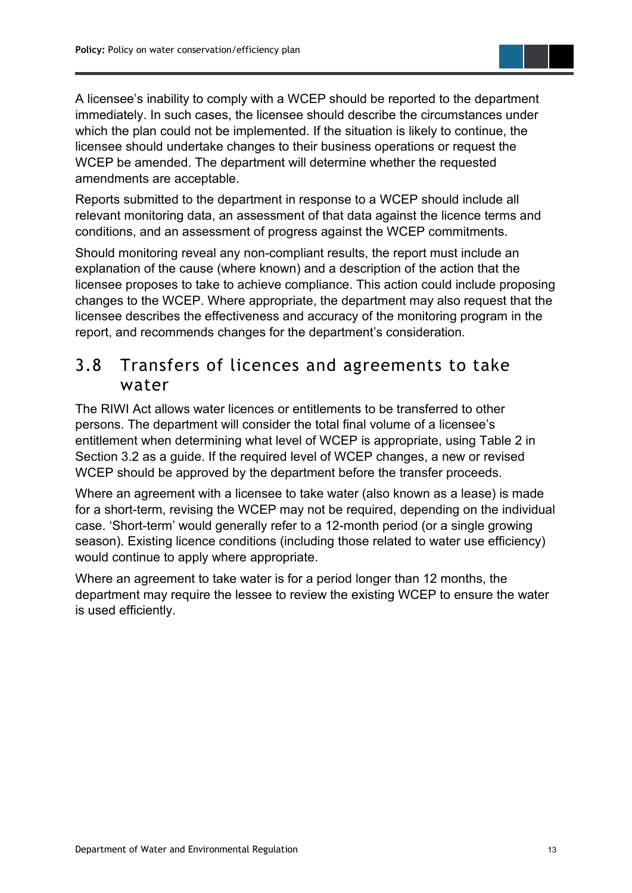A licensee's inability to comply with a WCEP should be reported to the department immediately. In such cases, the licensee should describe the circumstances under which the plan could not be implemented. If the situation is likely to continue, the licensee should undertake changes to their business operations or request the WCEP be amended. The department will determine whether the requested amendments are acceptable.

Reports submitted to the department in response to a WCEP should include all relevant monitoring data, an assessment of that data against the licence terms and conditions, and an assessment of progress against the WCEP commitments.

Should monitoring reveal any non-compliant results, the report must include an explanation of the cause (where known) and a description of the action that the licensee proposes to take to achieve compliance. This action could include proposing changes to the WCEP. Where appropriate, the department may also request that the licensee describes the effectiveness and accuracy of the monitoring program in the report, and recommends changes for the department's consideration.

## 3.8 Transfers of licences and agreements to take water

The RIWI Act allows water licences or entitlements to be transferred to other persons. The department will consider the total final volume of a licensee's entitlement when determining what level of WCEP is appropriate, using Table 2 in Section 3.2 as a guide. If the required level of WCEP changes, a new or revised WCEP should be approved by the department before the transfer proceeds.

Where an agreement with a licensee to take water (also known as a lease) is made for a short-term, revising the WCEP may not be required, depending on the individual case. 'Short-term' would generally refer to a 12-month period (or a single growing season). Existing licence conditions (including those related to water use efficiency) would continue to apply where appropriate.

Where an agreement to take water is for a period longer than 12 months, the department may require the lessee to review the existing WCEP to ensure the water is used efficiently.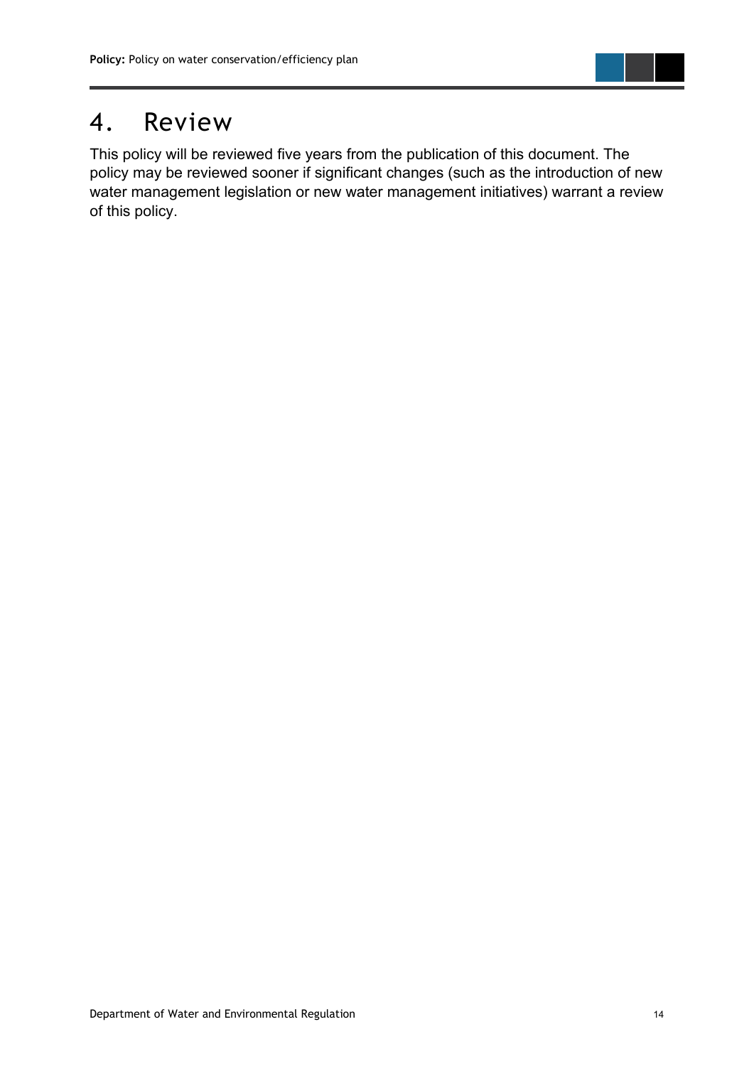# 4. Review

This policy will be reviewed five years from the publication of this document. The policy may be reviewed sooner if significant changes (such as the introduction of new water management legislation or new water management initiatives) warrant a review of this policy.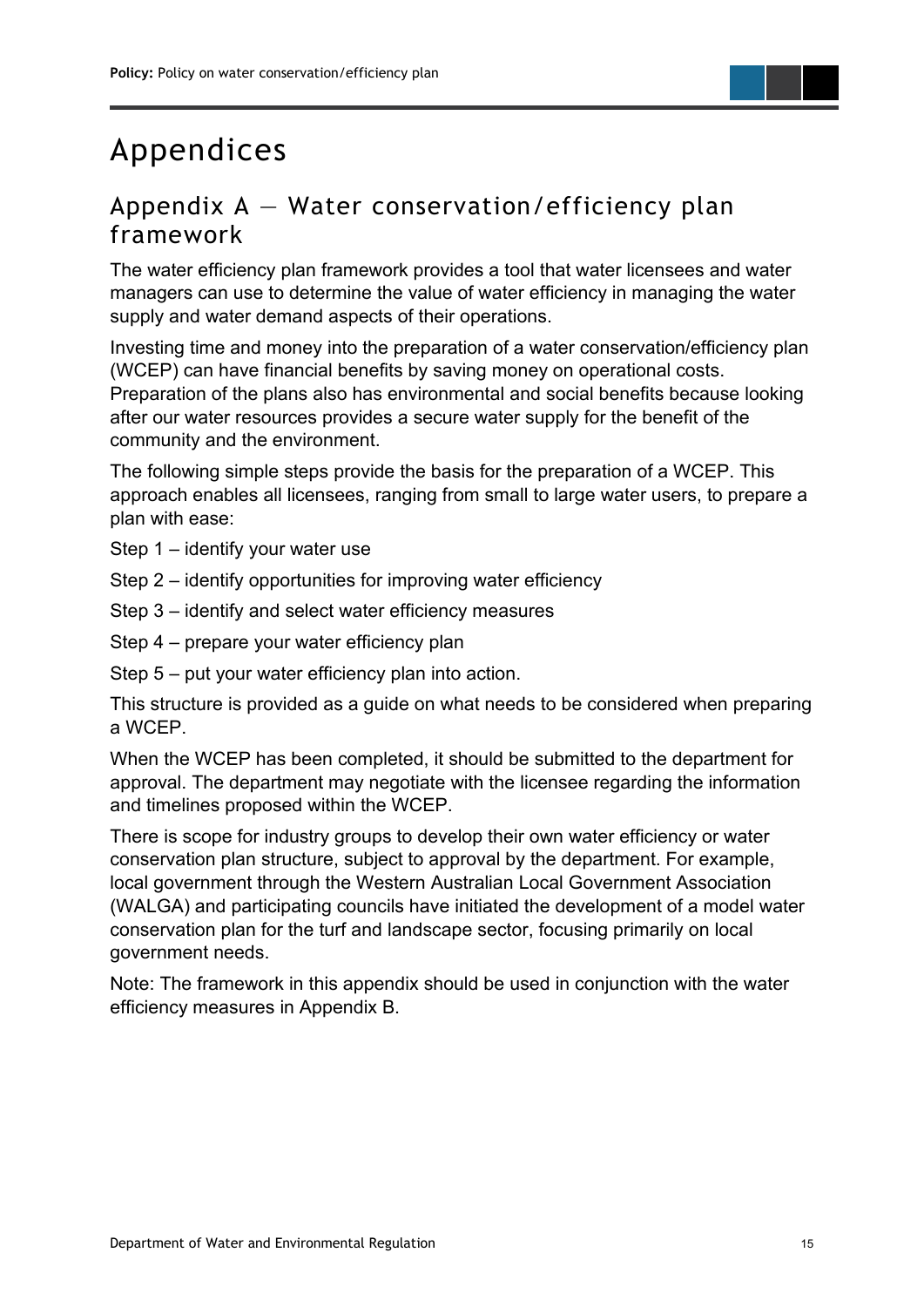# Appendices

## Appendix A — Water conservation/efficiency plan framework

The water efficiency plan framework provides a tool that water licensees and water managers can use to determine the value of water efficiency in managing the water supply and water demand aspects of their operations.

Investing time and money into the preparation of a water conservation/efficiency plan (WCEP) can have financial benefits by saving money on operational costs. Preparation of the plans also has environmental and social benefits because looking after our water resources provides a secure water supply for the benefit of the community and the environment.

The following simple steps provide the basis for the preparation of a WCEP. This approach enables all licensees, ranging from small to large water users, to prepare a plan with ease:

Step 1 – identify your water use

Step 2 – identify opportunities for improving water efficiency

Step 3 – identify and select water efficiency measures

Step 4 – prepare your water efficiency plan

Step 5 – put your water efficiency plan into action.

This structure is provided as a guide on what needs to be considered when preparing a WCEP.

When the WCEP has been completed, it should be submitted to the department for approval. The department may negotiate with the licensee regarding the information and timelines proposed within the WCEP.

There is scope for industry groups to develop their own water efficiency or water conservation plan structure, subject to approval by the department. For example, local government through the Western Australian Local Government Association (WALGA) and participating councils have initiated the development of a model water conservation plan for the turf and landscape sector, focusing primarily on local government needs.

Note: The framework in this appendix should be used in conjunction with the water efficiency measures in Appendix B.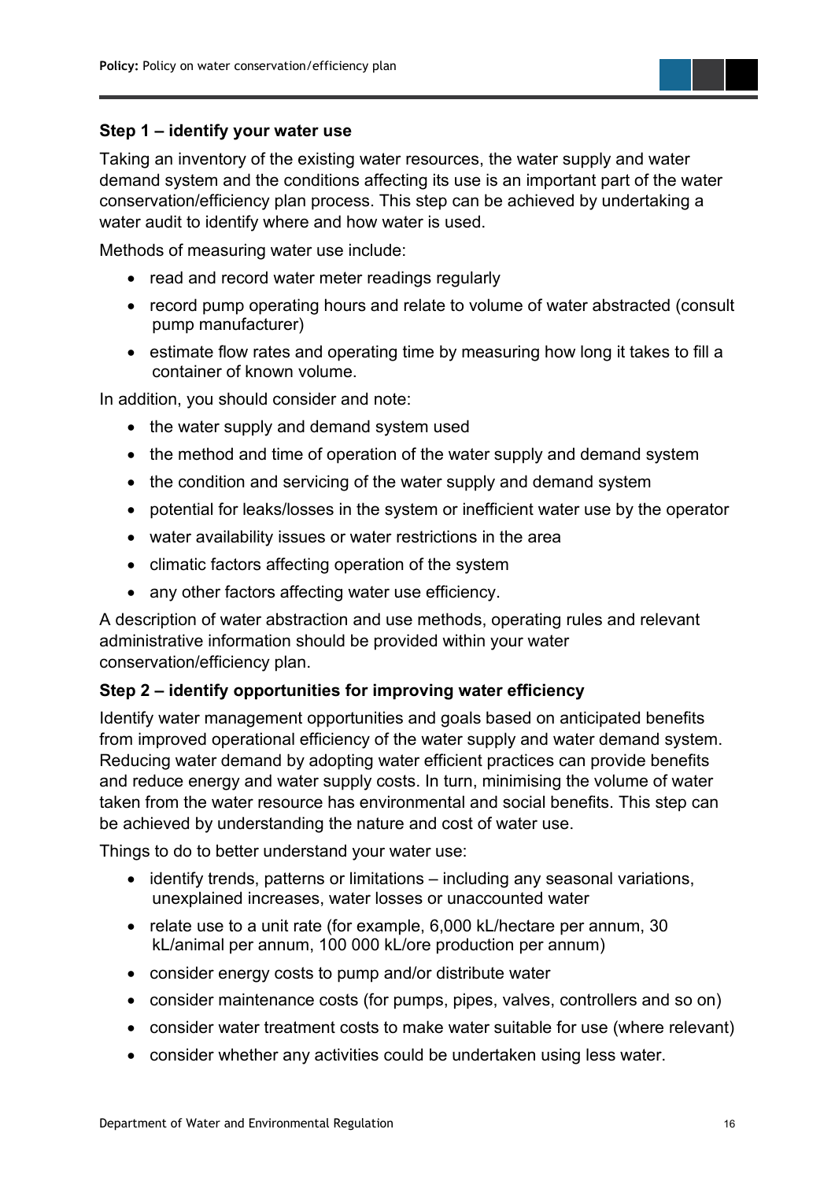### Step 1 – identify your water use

Taking an inventory of the existing water resources, the water supply and water demand system and the conditions affecting its use is an important part of the water conservation/efficiency plan process. This step can be achieved by undertaking a water audit to identify where and how water is used.

Methods of measuring water use include:

- read and record water meter readings regularly
- record pump operating hours and relate to volume of water abstracted (consult pump manufacturer)
- estimate flow rates and operating time by measuring how long it takes to fill a container of known volume.

In addition, you should consider and note:

- the water supply and demand system used
- the method and time of operation of the water supply and demand system
- the condition and servicing of the water supply and demand system
- potential for leaks/losses in the system or inefficient water use by the operator
- water availability issues or water restrictions in the area
- climatic factors affecting operation of the system
- any other factors affecting water use efficiency.

A description of water abstraction and use methods, operating rules and relevant administrative information should be provided within your water conservation/efficiency plan.

### Step 2 – identify opportunities for improving water efficiency

Identify water management opportunities and goals based on anticipated benefits from improved operational efficiency of the water supply and water demand system. Reducing water demand by adopting water efficient practices can provide benefits and reduce energy and water supply costs. In turn, minimising the volume of water taken from the water resource has environmental and social benefits. This step can be achieved by understanding the nature and cost of water use.

Things to do to better understand your water use:

- identify trends, patterns or limitations – including any seasonal variations, unexplained increases, water losses or unaccounted water
- relate use to a unit rate (for example, 6,000 kL/hectare per annum, 30 kL/animal per annum, 100 000 kL/ore production per annum)
- consider energy costs to pump and/or distribute water
- consider maintenance costs (for pumps, pipes, valves, controllers and so on)
- consider water treatment costs to make water suitable for use (where relevant)
- consider whether any activities could be undertaken using less water.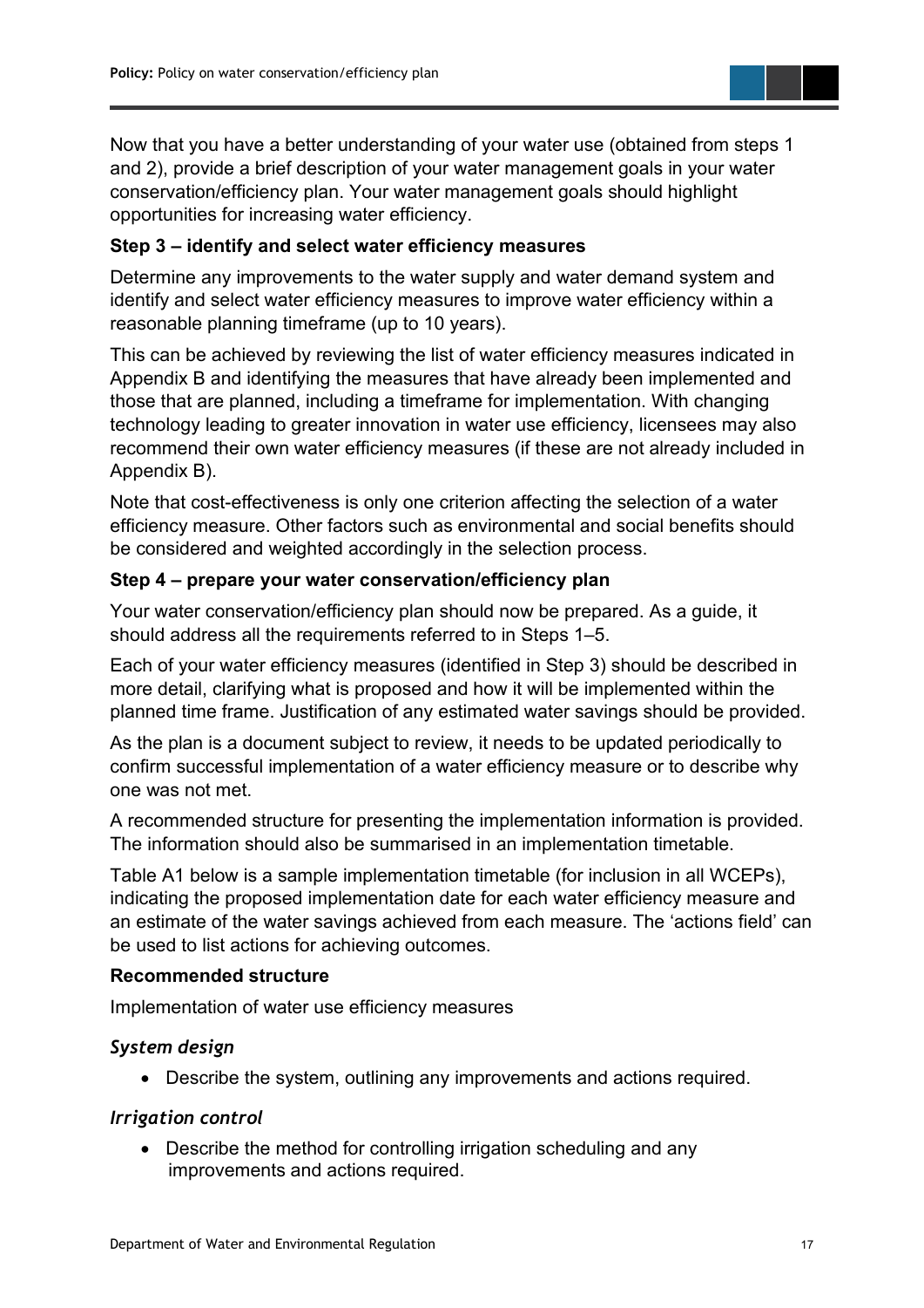Now that you have a better understanding of your water use (obtained from steps 1 and 2), provide a brief description of your water management goals in your water conservation/efficiency plan. Your water management goals should highlight opportunities for increasing water efficiency.

**Step 3 – identify and select water efficiency measures**

Determine any improvements to the water supply and water demand system and identify and select water efficiency measures to improve water efficiency within a reasonable planning timeframe (up to 10 years).

This can be achieved by reviewing the list of water efficiency measures indicated in Appendix B and identifying the measures that have already been implemented and those that are planned, including a timeframe for implementation. With changing technology leading to greater innovation in water use efficiency, licensees may also recommend their own water efficiency measures (if these are not already included in Appendix B).

Note that cost-effectiveness is only one criterion affecting the selection of a water efficiency measure. Other factors such as environmental and social benefits should be considered and weighted accordingly in the selection process.

**Step 4 – prepare your water conservation/efficiency plan**

Your water conservation/efficiency plan should now be prepared. As a guide, it should address all the requirements referred to in Steps 1–5.

Each of your water efficiency measures (identified in Step 3) should be described in more detail, clarifying what is proposed and how it will be implemented within the planned time frame. Justification of any estimated water savings should be provided.

As the plan is a document subject to review, it needs to be updated periodically to confirm successful implementation of a water efficiency measure or to describe why one was not met.

A recommended structure for presenting the implementation information is provided. The information should also be summarised in an implementation timetable.

Table A1 below is a sample implementation timetable (for inclusion in all WCEPs), indicating the proposed implementation date for each water efficiency measure and an estimate of the water savings achieved from each measure. The 'actions field' can be used to list actions for achieving outcomes.

**Recommended structure**

Implementation of water use efficiency measures

***System design***

- Describe the system, outlining any improvements and actions required.

***Irrigation control***

- Describe the method for controlling irrigation scheduling and any improvements and actions required.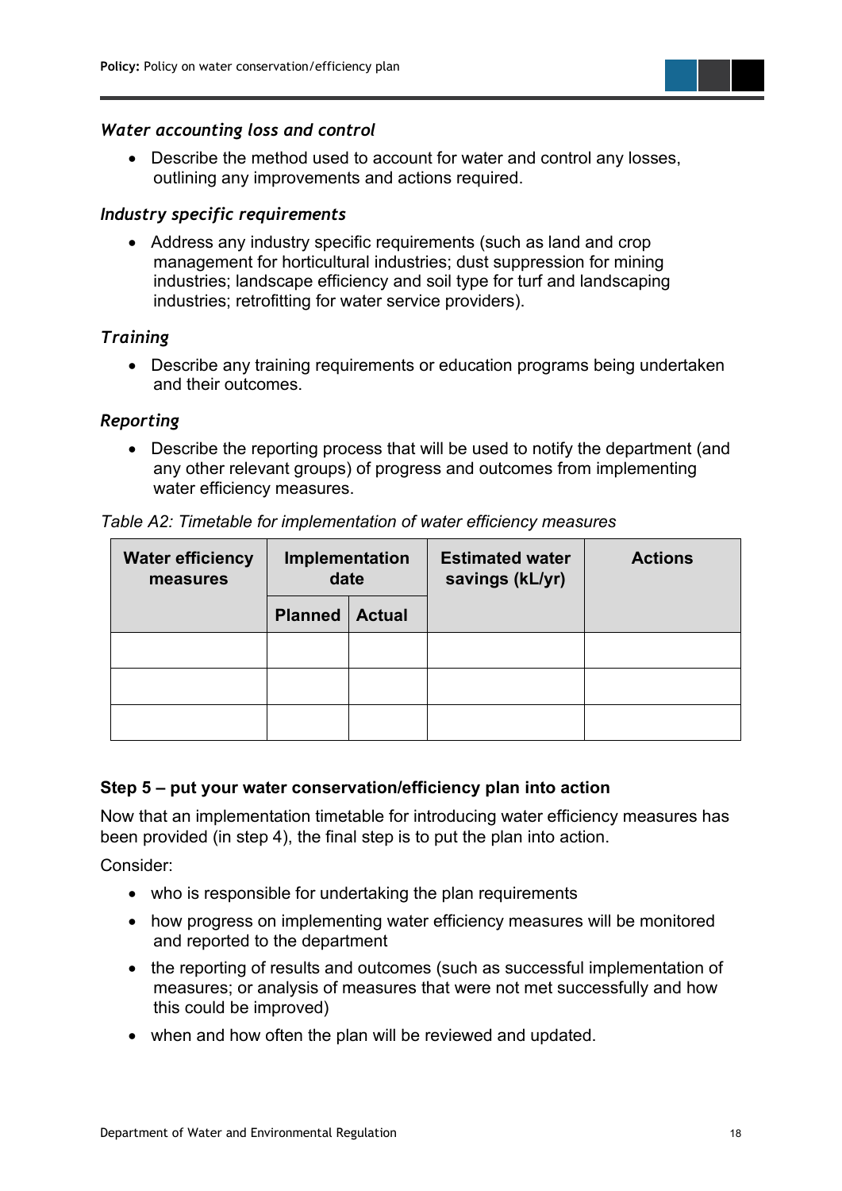*Water accounting loss and control*

- Describe the method used to account for water and control any losses, outlining any improvements and actions required.

*Industry specific requirements*

- Address any industry specific requirements (such as land and crop management for horticultural industries; dust suppression for mining industries; landscape efficiency and soil type for turf and landscaping industries; retrofitting for water service providers).

*Training*

- Describe any training requirements or education programs being undertaken and their outcomes.

*Reporting*

- Describe the reporting process that will be used to notify the department (and any other relevant groups) of progress and outcomes from implementing water efficiency measures.

*Table A2: Timetable for implementation of water efficiency measures*

| Water efficiency measures | Implementation date | | Estimated water savings (kL/yr) | Actions |
|---|---|---|---|---|
| | Planned | Actual | | |
| | | | | |
| | | | | |
| | | | | |

**Step 5 – put your water conservation/efficiency plan into action**

Now that an implementation timetable for introducing water efficiency measures has been provided (in step 4), the final step is to put the plan into action.

Consider:

- who is responsible for undertaking the plan requirements
- how progress on implementing water efficiency measures will be monitored and reported to the department
- the reporting of results and outcomes (such as successful implementation of measures; or analysis of measures that were not met successfully and how this could be improved)
- when and how often the plan will be reviewed and updated.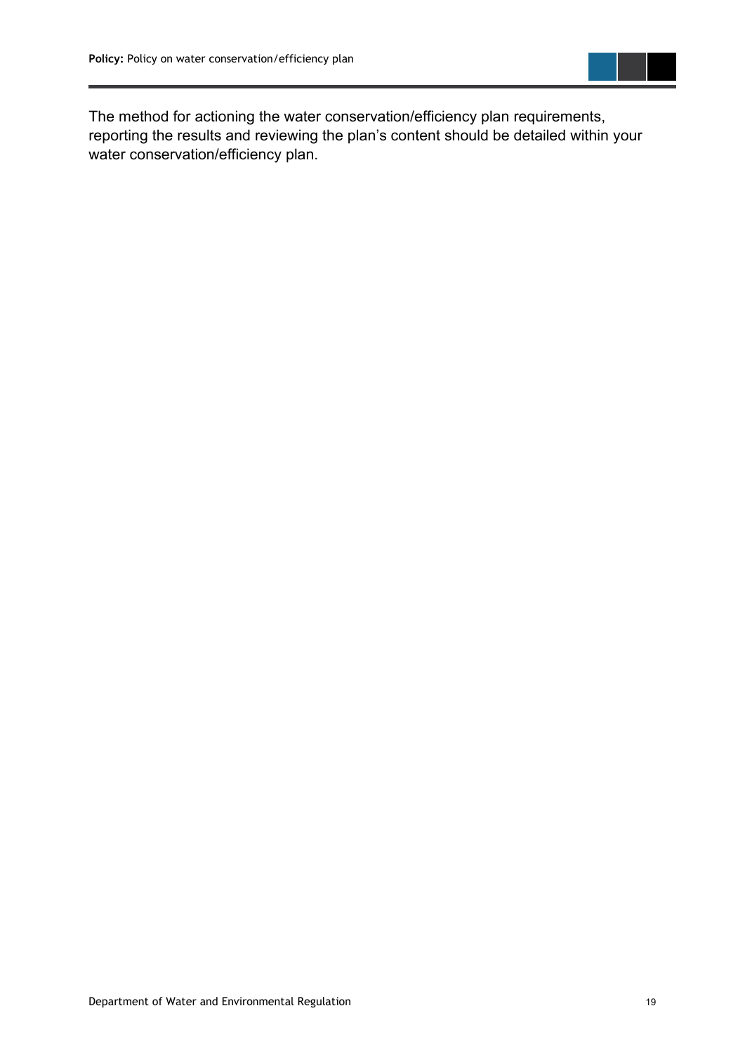The method for actioning the water conservation/efficiency plan requirements, reporting the results and reviewing the plan's content should be detailed within your water conservation/efficiency plan.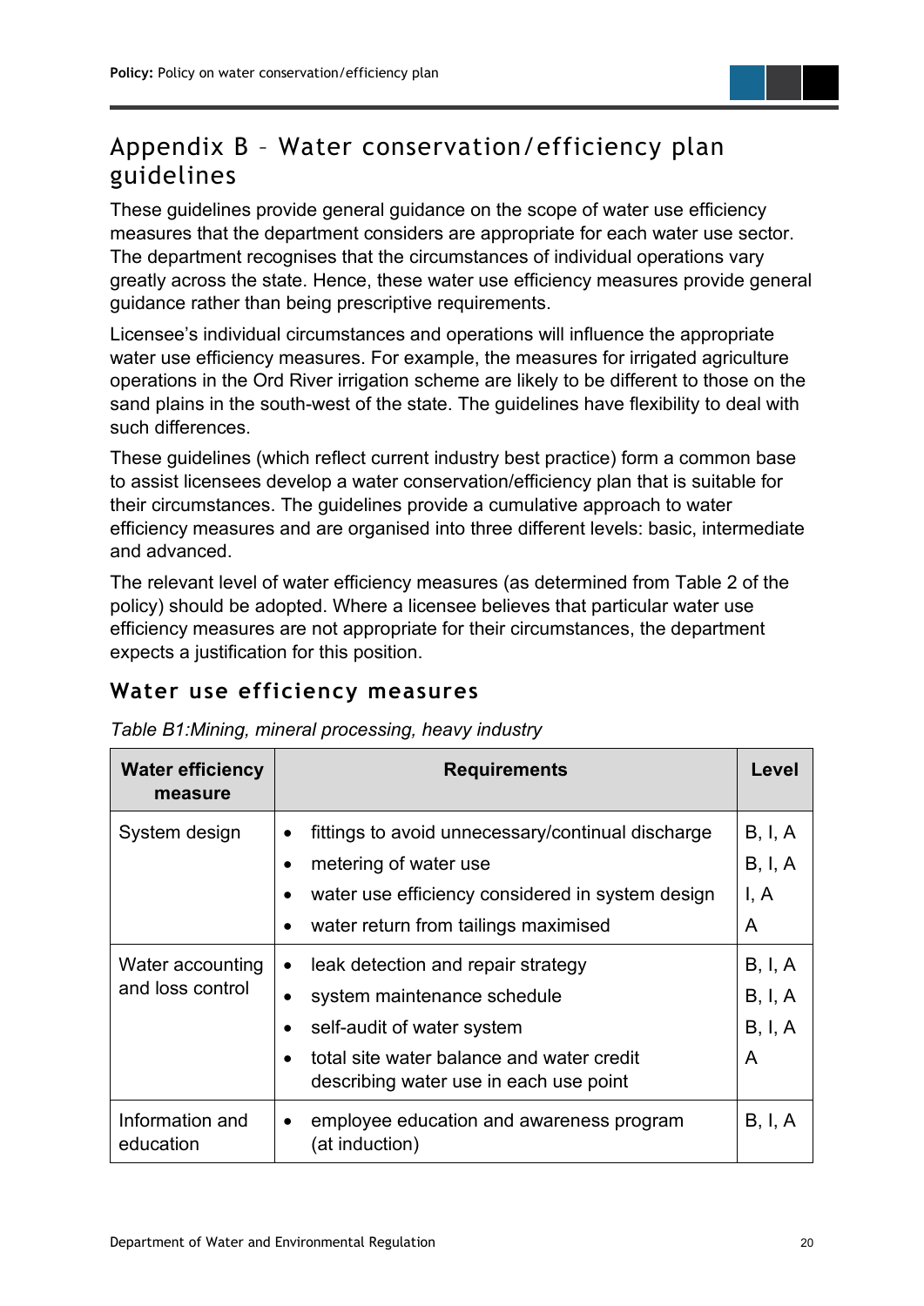# Appendix B – Water conservation/efficiency plan guidelines

These guidelines provide general guidance on the scope of water use efficiency measures that the department considers are appropriate for each water use sector. The department recognises that the circumstances of individual operations vary greatly across the state. Hence, these water use efficiency measures provide general guidance rather than being prescriptive requirements.

Licensee's individual circumstances and operations will influence the appropriate water use efficiency measures. For example, the measures for irrigated agriculture operations in the Ord River irrigation scheme are likely to be different to those on the sand plains in the south-west of the state. The guidelines have flexibility to deal with such differences.

These guidelines (which reflect current industry best practice) form a common base to assist licensees develop a water conservation/efficiency plan that is suitable for their circumstances. The guidelines provide a cumulative approach to water efficiency measures and are organised into three different levels: basic, intermediate and advanced.

The relevant level of water efficiency measures (as determined from Table 2 of the policy) should be adopted. Where a licensee believes that particular water use efficiency measures are not appropriate for their circumstances, the department expects a justification for this position.

## Water use efficiency measures

*Table B1:Mining, mineral processing, heavy industry*

| Water efficiency measure | Requirements | Level |
|---|---|---|
| System design | • fittings to avoid unnecessary/continual discharge | B, I, A |
| | • metering of water use | B, I, A |
| | • water use efficiency considered in system design | I, A |
| | • water return from tailings maximised | A |
| Water accounting and loss control | • leak detection and repair strategy | B, I, A |
| | • system maintenance schedule | B, I, A |
| | • self-audit of water system | B, I, A |
| | • total site water balance and water credit describing water use in each use point | A |
| Information and education | • employee education and awareness program (at induction) | B, I, A |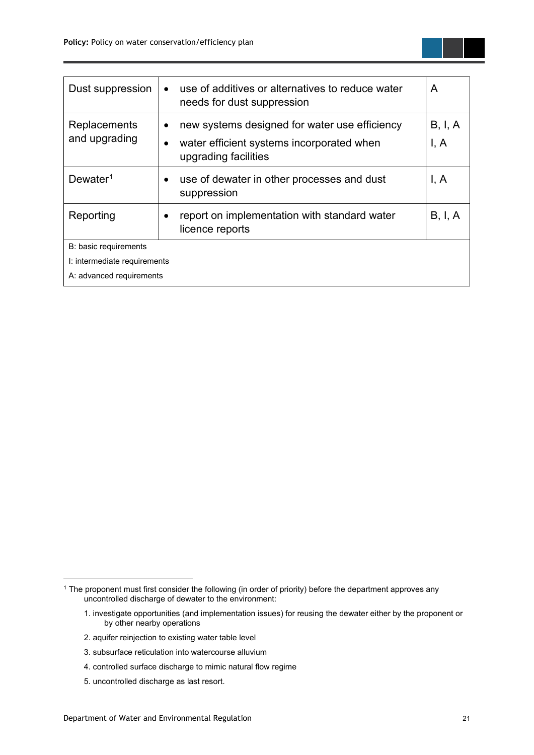| | | |
|---|---|---|
| Dust suppression | • use of additives or alternatives to reduce water needs for dust suppression | A |
| Replacements and upgrading | • new systems designed for water use efficiency<br>• water efficient systems incorporated when upgrading facilities | B, I, A<br>I, A |
| Dewater[1] | • use of dewater in other processes and dust suppression | I, A |
| Reporting | • report on implementation with standard water licence reports | B, I, A |
| B: basic requirements<br>I: intermediate requirements<br>A: advanced requirements | | |

[1] The proponent must first consider the following (in order of priority) before the department approves any uncontrolled discharge of dewater to the environment:

1. investigate opportunities (and implementation issues) for reusing the dewater either by the proponent or by other nearby operations
2. aquifer reinjection to existing water table level
3. subsurface reticulation into watercourse alluvium
4. controlled surface discharge to mimic natural flow regime
5. uncontrolled discharge as last resort.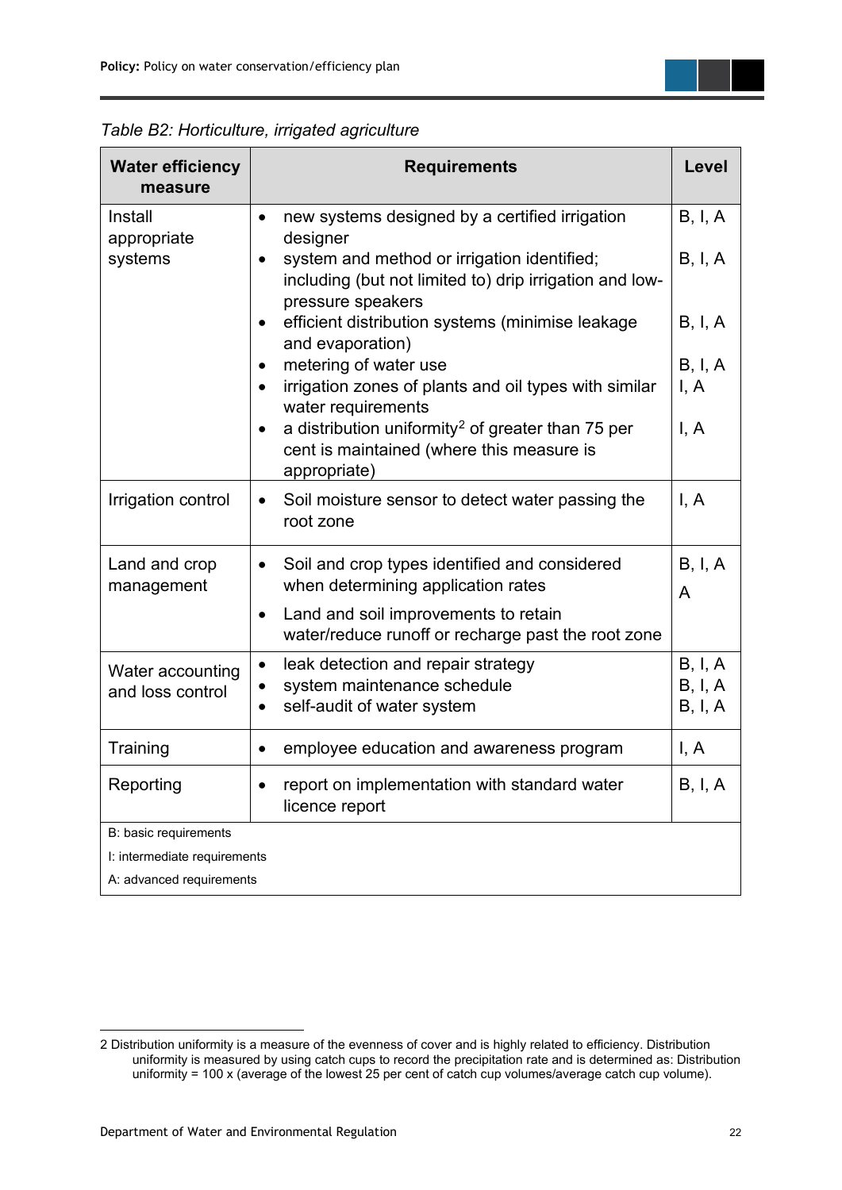*Table B2: Horticulture, irrigated agriculture*

| Water efficiency measure | Requirements | Level |
|---|---|---|
| Install appropriate systems | • new systems designed by a certified irrigation designer<br>• system and method or irrigation identified; including (but not limited to) drip irrigation and low-pressure speakers<br>• efficient distribution systems (minimise leakage and evaporation)<br>• metering of water use<br>• irrigation zones of plants and oil types with similar water requirements<br>• a distribution uniformity[2] of greater than 75 per cent is maintained (where this measure is appropriate) | B, I, A<br>B, I, A<br>B, I, A<br>B, I, A<br>I, A<br>I, A |
| Irrigation control | • Soil moisture sensor to detect water passing the root zone | I, A |
| Land and crop management | • Soil and crop types identified and considered when determining application rates<br>• Land and soil improvements to retain water/reduce runoff or recharge past the root zone | B, I, A<br>A |
| Water accounting and loss control | • leak detection and repair strategy<br>• system maintenance schedule<br>• self-audit of water system | B, I, A<br>B, I, A<br>B, I, A |
| Training | • employee education and awareness program | I, A |
| Reporting | • report on implementation with standard water licence report | B, I, A |
| B: basic requirements<br>I: intermediate requirements<br>A: advanced requirements | | |

2 Distribution uniformity is a measure of the evenness of cover and is highly related to efficiency. Distribution uniformity is measured by using catch cups to record the precipitation rate and is determined as: Distribution uniformity = 100 x (average of the lowest 25 per cent of catch cup volumes/average catch cup volume).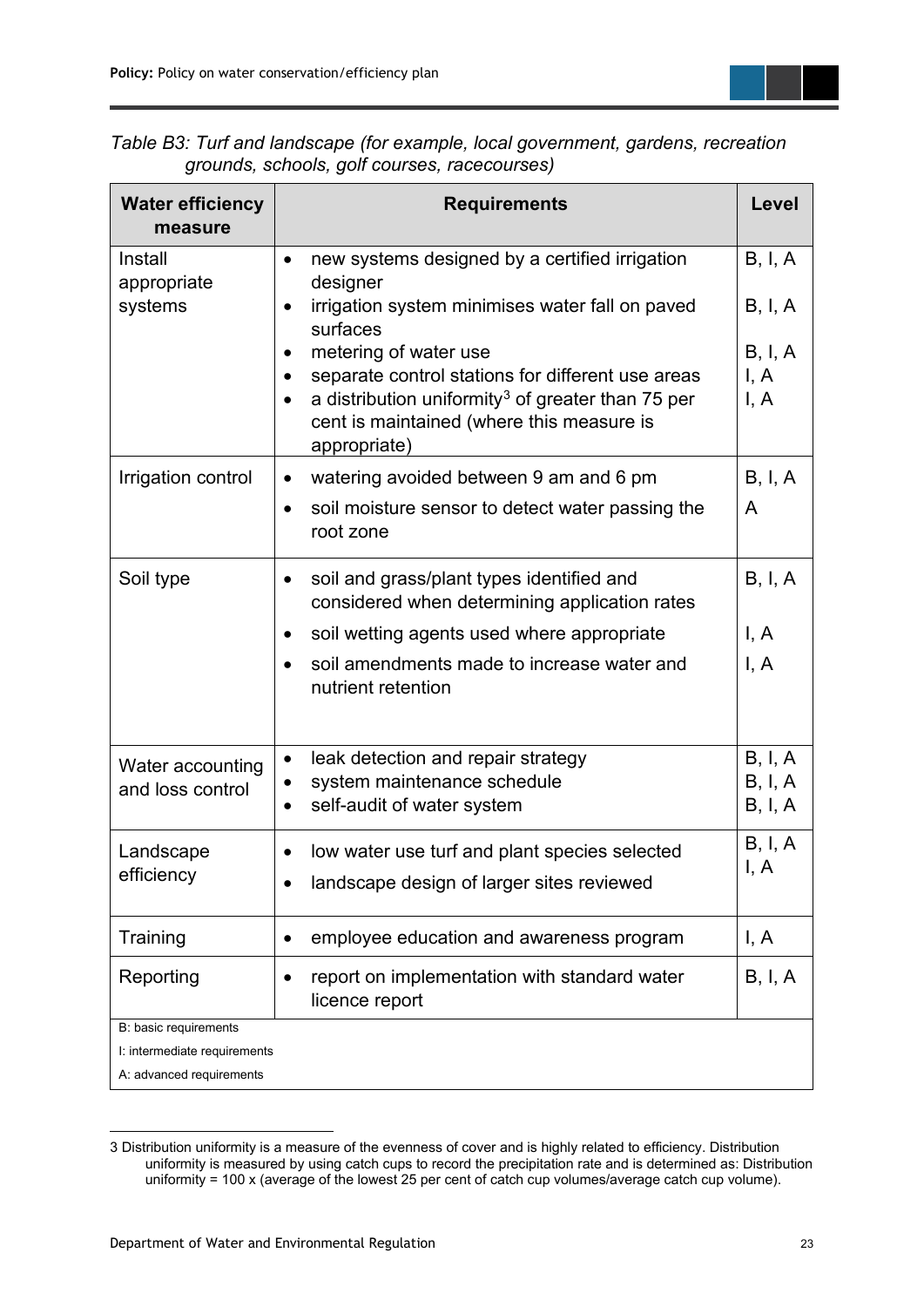*Table B3: Turf and landscape (for example, local government, gardens, recreation grounds, schools, golf courses, racecourses)*

| Water efficiency measure | Requirements | Level |
|---|---|---|
| Install appropriate systems | • new systems designed by a certified irrigation designer<br>• irrigation system minimises water fall on paved surfaces<br>• metering of water use<br>• separate control stations for different use areas<br>• a distribution uniformity[3] of greater than 75 per cent is maintained (where this measure is appropriate) | B, I, A<br>B, I, A<br>B, I, A<br>I, A<br>I, A |
| Irrigation control | • watering avoided between 9 am and 6 pm<br>• soil moisture sensor to detect water passing the root zone | B, I, A<br>A |
| Soil type | • soil and grass/plant types identified and considered when determining application rates<br>• soil wetting agents used where appropriate<br>• soil amendments made to increase water and nutrient retention | B, I, A<br>I, A<br>I, A |
| Water accounting and loss control | • leak detection and repair strategy<br>• system maintenance schedule<br>• self-audit of water system | B, I, A<br>B, I, A<br>B, I, A |
| Landscape efficiency | • low water use turf and plant species selected<br>• landscape design of larger sites reviewed | B, I, A<br>I, A |
| Training | • employee education and awareness program | I, A |
| Reporting | • report on implementation with standard water licence report | B, I, A |

B: basic requirements

I: intermediate requirements

A: advanced requirements

---

3 Distribution uniformity is a measure of the evenness of cover and is highly related to efficiency. Distribution uniformity is measured by using catch cups to record the precipitation rate and is determined as: Distribution uniformity = 100 x (average of the lowest 25 per cent of catch cup volumes/average catch cup volume).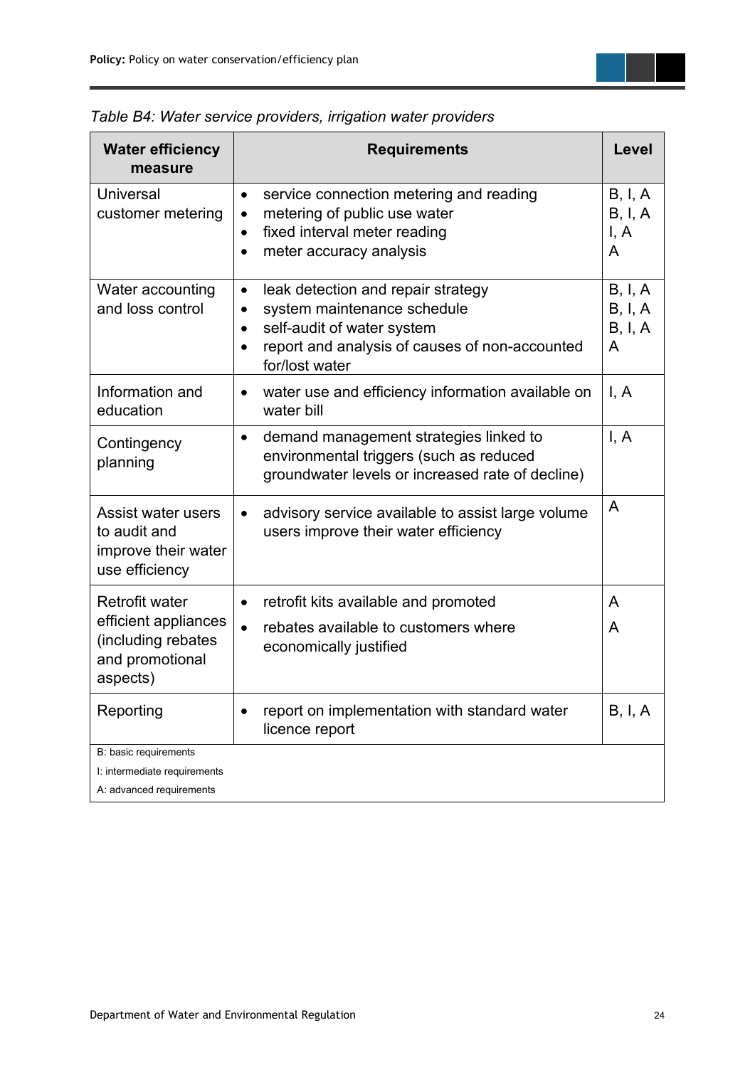*Table B4: Water service providers, irrigation water providers*

| Water efficiency measure | Requirements | Level |
|---|---|---|
| Universal customer metering | • service connection metering and reading<br>• metering of public use water<br>• fixed interval meter reading<br>• meter accuracy analysis | B, I, A<br>B, I, A<br>I, A<br>A |
| Water accounting and loss control | • leak detection and repair strategy<br>• system maintenance schedule<br>• self-audit of water system<br>• report and analysis of causes of non-accounted for/lost water | B, I, A<br>B, I, A<br>B, I, A<br>A |
| Information and education | • water use and efficiency information available on water bill | I, A |
| Contingency planning | • demand management strategies linked to environmental triggers (such as reduced groundwater levels or increased rate of decline) | I, A |
| Assist water users to audit and improve their water use efficiency | • advisory service available to assist large volume users improve their water efficiency | A |
| Retrofit water efficient appliances (including rebates and promotional aspects) | • retrofit kits available and promoted<br>• rebates available to customers where economically justified | A<br>A |
| Reporting | • report on implementation with standard water licence report | B, I, A |

B: basic requirements

I: intermediate requirements

A: advanced requirements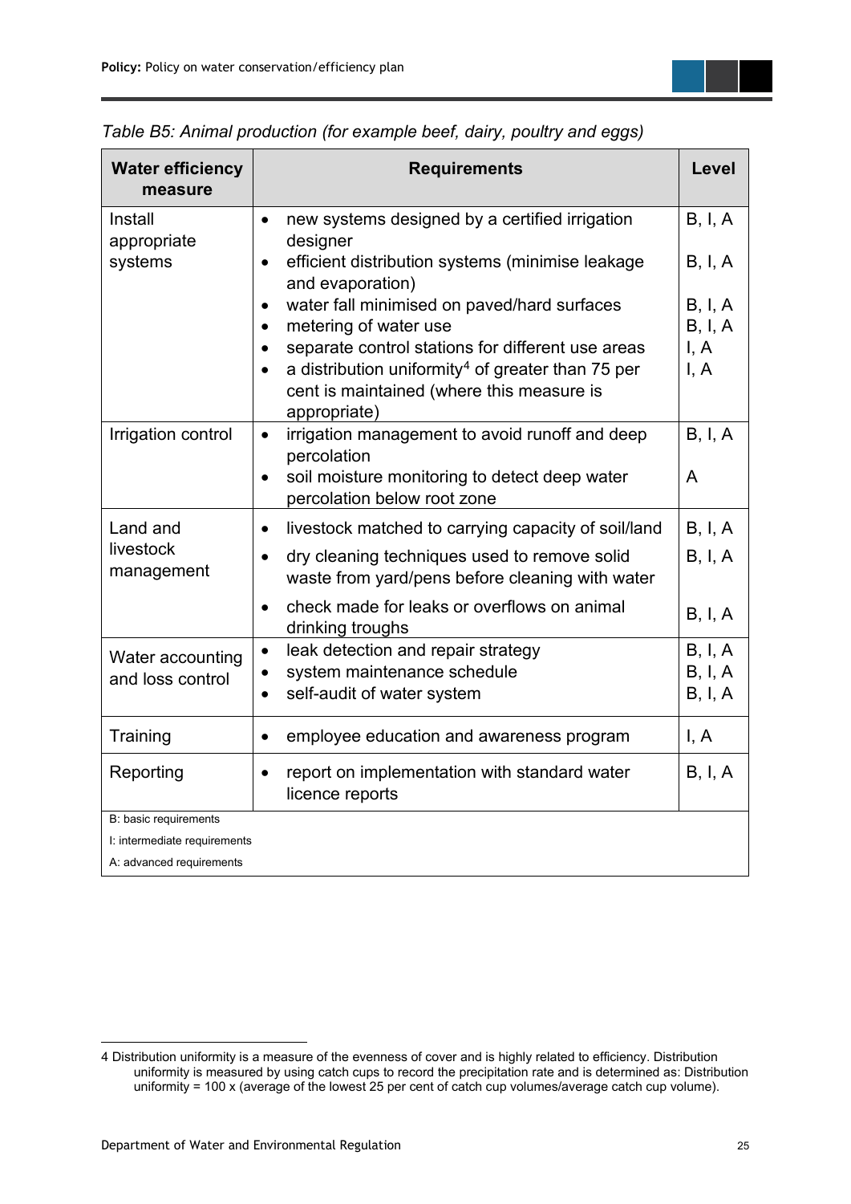*Table B5: Animal production (for example beef, dairy, poultry and eggs)*

| Water efficiency measure | Requirements | Level |
|---|---|---|
| Install appropriate systems | • new systems designed by a certified irrigation designer<br>• efficient distribution systems (minimise leakage and evaporation)<br>• water fall minimised on paved/hard surfaces<br>• metering of water use<br>• separate control stations for different use areas<br>• a distribution uniformity[4] of greater than 75 per cent is maintained (where this measure is appropriate) | B, I, A<br>B, I, A<br>B, I, A<br>B, I, A<br>I, A<br>I, A |
| Irrigation control | • irrigation management to avoid runoff and deep percolation<br>• soil moisture monitoring to detect deep water percolation below root zone | B, I, A<br>A |
| Land and livestock management | • livestock matched to carrying capacity of soil/land<br>• dry cleaning techniques used to remove solid waste from yard/pens before cleaning with water<br>• check made for leaks or overflows on animal drinking troughs | B, I, A<br>B, I, A<br>B, I, A |
| Water accounting and loss control | • leak detection and repair strategy<br>• system maintenance schedule<br>• self-audit of water system | B, I, A<br>B, I, A<br>B, I, A |
| Training | • employee education and awareness program | I, A |
| Reporting | • report on implementation with standard water licence reports | B, I, A |

B: basic requirements

I: intermediate requirements

A: advanced requirements

---

4 Distribution uniformity is a measure of the evenness of cover and is highly related to efficiency. Distribution uniformity is measured by using catch cups to record the precipitation rate and is determined as: Distribution uniformity = 100 x (average of the lowest 25 per cent of catch cup volumes/average catch cup volume).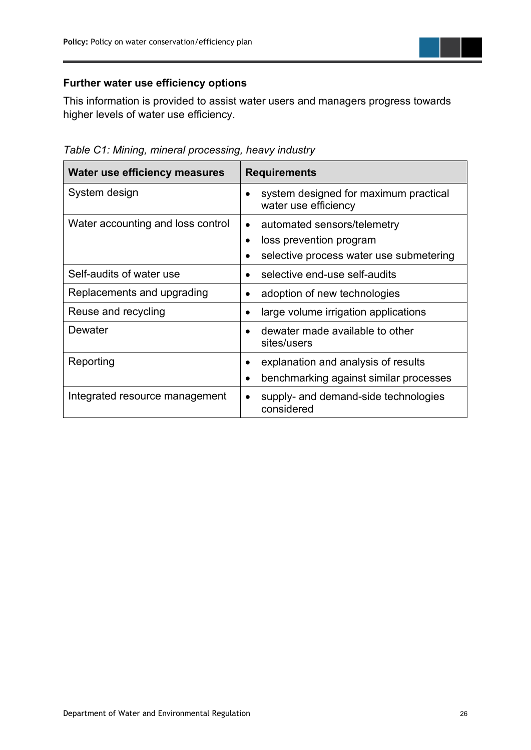### Further water use efficiency options

This information is provided to assist water users and managers progress towards higher levels of water use efficiency.

*Table C1: Mining, mineral processing, heavy industry*

| Water use efficiency measures | Requirements |
| --- | --- |
| System design | • system designed for maximum practical water use efficiency |
| Water accounting and loss control | • automated sensors/telemetry<br>• loss prevention program<br>• selective process water use submetering |
| Self-audits of water use | • selective end-use self-audits |
| Replacements and upgrading | • adoption of new technologies |
| Reuse and recycling | • large volume irrigation applications |
| Dewater | • dewater made available to other sites/users |
| Reporting | • explanation and analysis of results<br>• benchmarking against similar processes |
| Integrated resource management | • supply- and demand-side technologies considered |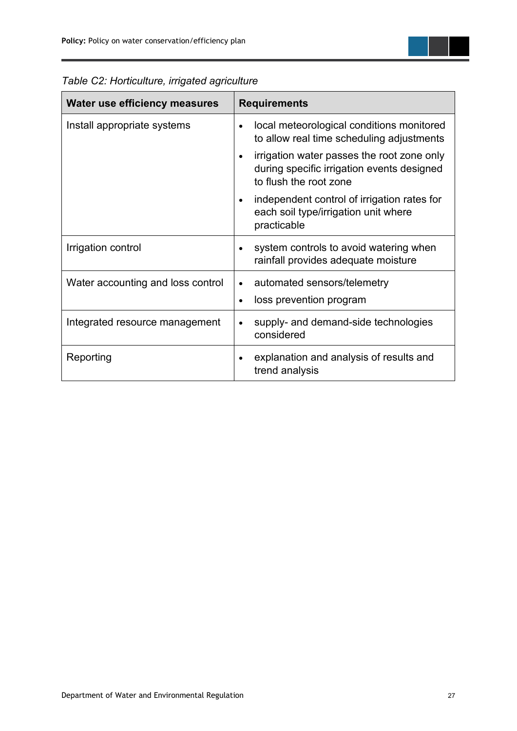*Table C2: Horticulture, irrigated agriculture*

| Water use efficiency measures | Requirements |
| --- | --- |
| Install appropriate systems | • local meteorological conditions monitored to allow real time scheduling adjustments<br>• irrigation water passes the root zone only during specific irrigation events designed to flush the root zone<br>• independent control of irrigation rates for each soil type/irrigation unit where practicable |
| Irrigation control | • system controls to avoid watering when rainfall provides adequate moisture |
| Water accounting and loss control | • automated sensors/telemetry<br>• loss prevention program |
| Integrated resource management | • supply- and demand-side technologies considered |
| Reporting | • explanation and analysis of results and trend analysis |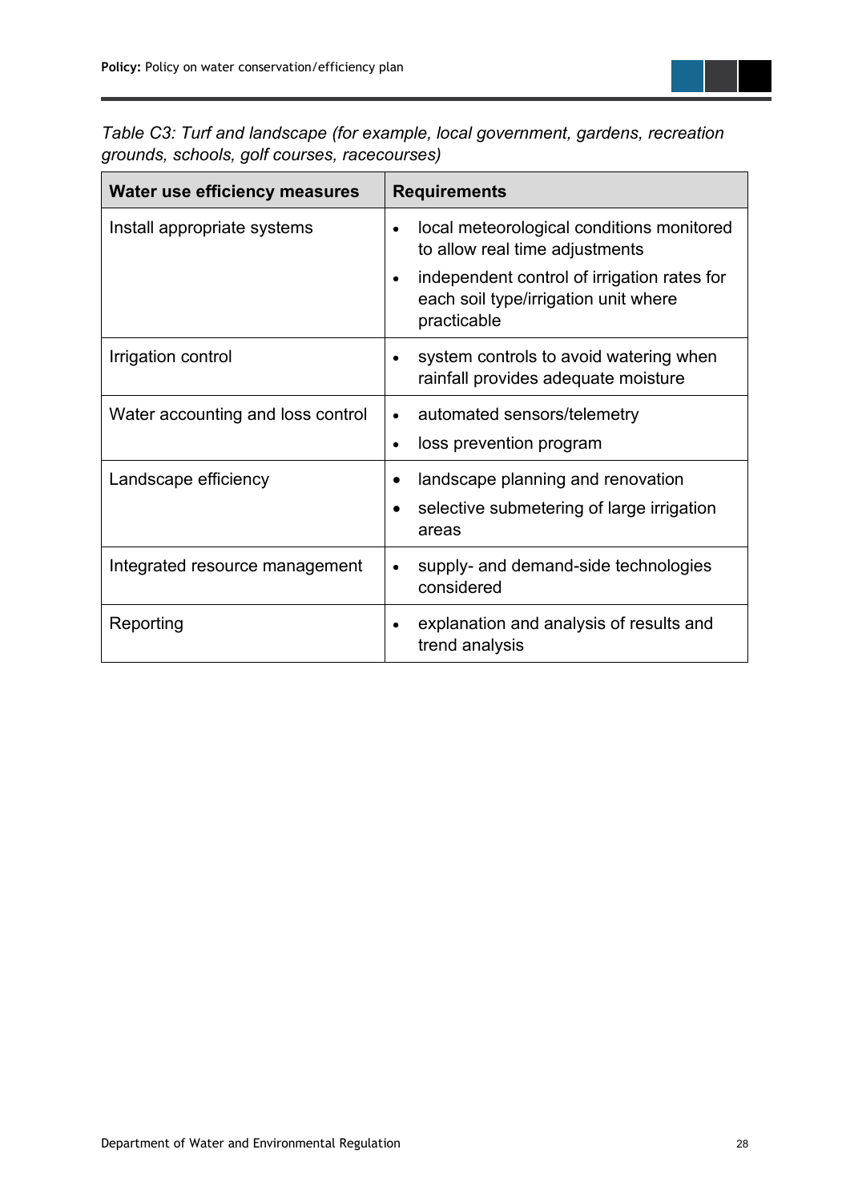*Table C3: Turf and landscape (for example, local government, gardens, recreation grounds, schools, golf courses, racecourses)*

| Water use efficiency measures | Requirements |
|---|---|
| Install appropriate systems | • local meteorological conditions monitored to allow real time adjustments<br>• independent control of irrigation rates for each soil type/irrigation unit where practicable |
| Irrigation control | • system controls to avoid watering when rainfall provides adequate moisture |
| Water accounting and loss control | • automated sensors/telemetry<br>• loss prevention program |
| Landscape efficiency | • landscape planning and renovation<br>• selective submetering of large irrigation areas |
| Integrated resource management | • supply- and demand-side technologies considered |
| Reporting | • explanation and analysis of results and trend analysis |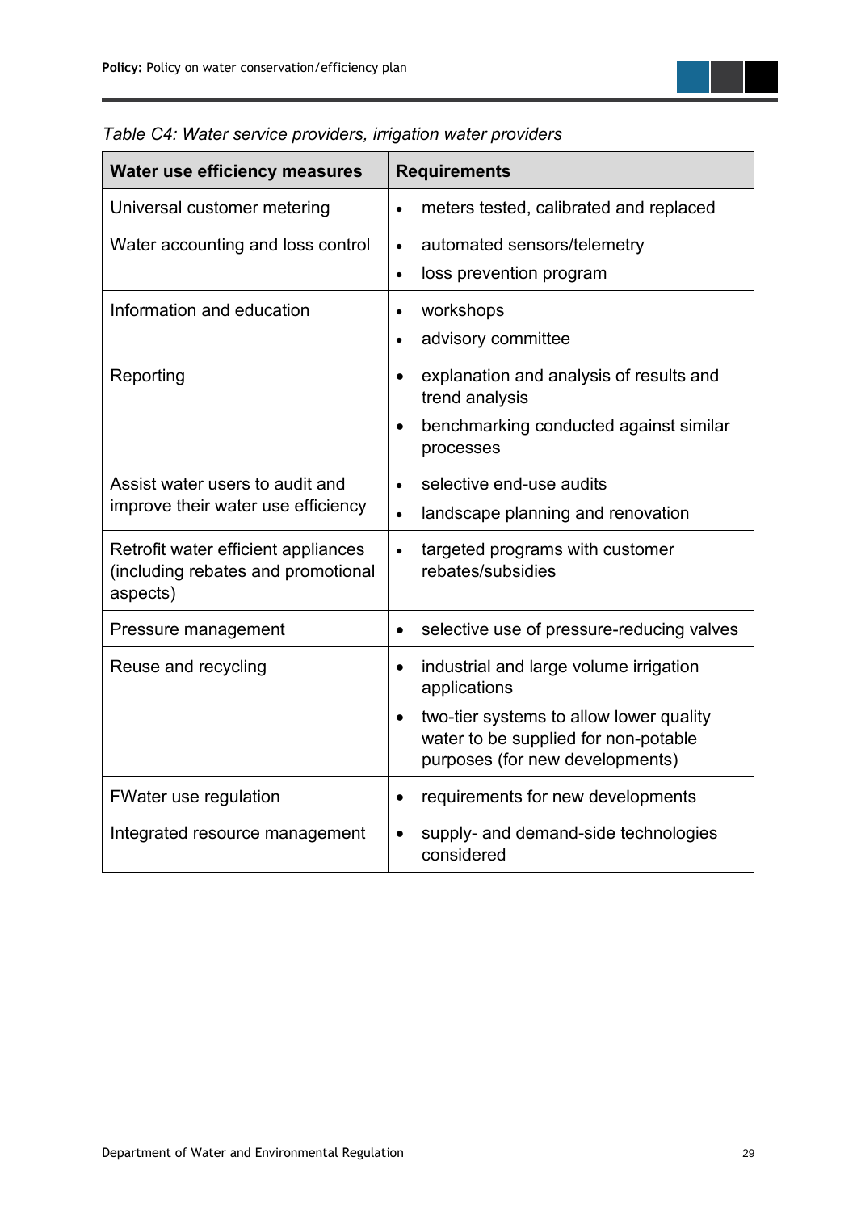*Table C4: Water service providers, irrigation water providers*

| Water use efficiency measures | Requirements |
| --- | --- |
| Universal customer metering | • meters tested, calibrated and replaced |
| Water accounting and loss control | • automated sensors/telemetry<br>• loss prevention program |
| Information and education | • workshops<br>• advisory committee |
| Reporting | • explanation and analysis of results and trend analysis<br>• benchmarking conducted against similar processes |
| Assist water users to audit and improve their water use efficiency | • selective end-use audits<br>• landscape planning and renovation |
| Retrofit water efficient appliances (including rebates and promotional aspects) | • targeted programs with customer rebates/subsidies |
| Pressure management | • selective use of pressure-reducing valves |
| Reuse and recycling | • industrial and large volume irrigation applications<br>• two-tier systems to allow lower quality water to be supplied for non-potable purposes (for new developments) |
| FWater use regulation | • requirements for new developments |
| Integrated resource management | • supply- and demand-side technologies considered |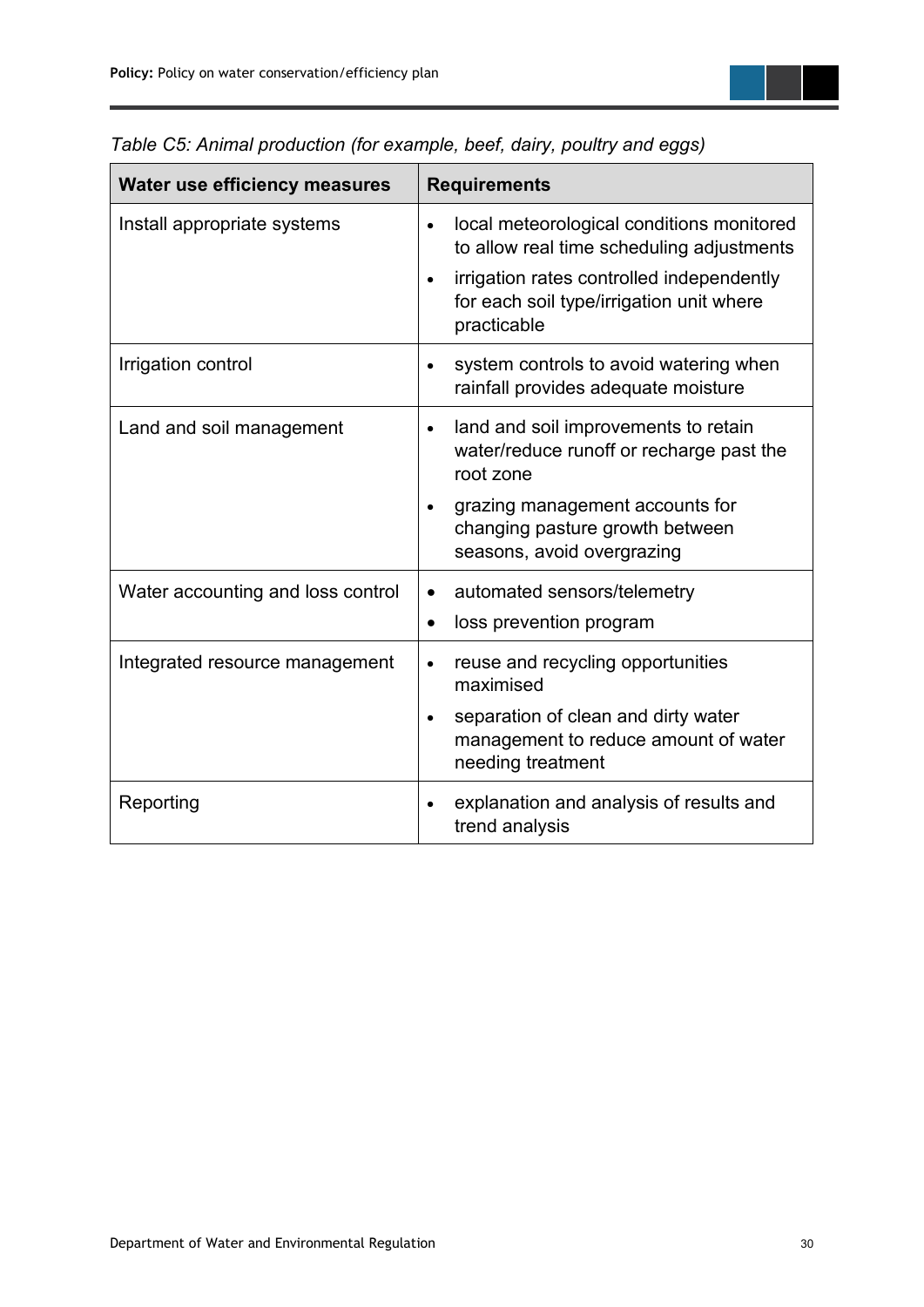*Table C5: Animal production (for example, beef, dairy, poultry and eggs)*

| Water use efficiency measures | Requirements |
|---|---|
| Install appropriate systems | • local meteorological conditions monitored to allow real time scheduling adjustments<br>• irrigation rates controlled independently for each soil type/irrigation unit where practicable |
| Irrigation control | • system controls to avoid watering when rainfall provides adequate moisture |
| Land and soil management | • land and soil improvements to retain water/reduce runoff or recharge past the root zone<br>• grazing management accounts for changing pasture growth between seasons, avoid overgrazing |
| Water accounting and loss control | • automated sensors/telemetry<br>• loss prevention program |
| Integrated resource management | • reuse and recycling opportunities maximised<br>• separation of clean and dirty water management to reduce amount of water needing treatment |
| Reporting | • explanation and analysis of results and trend analysis |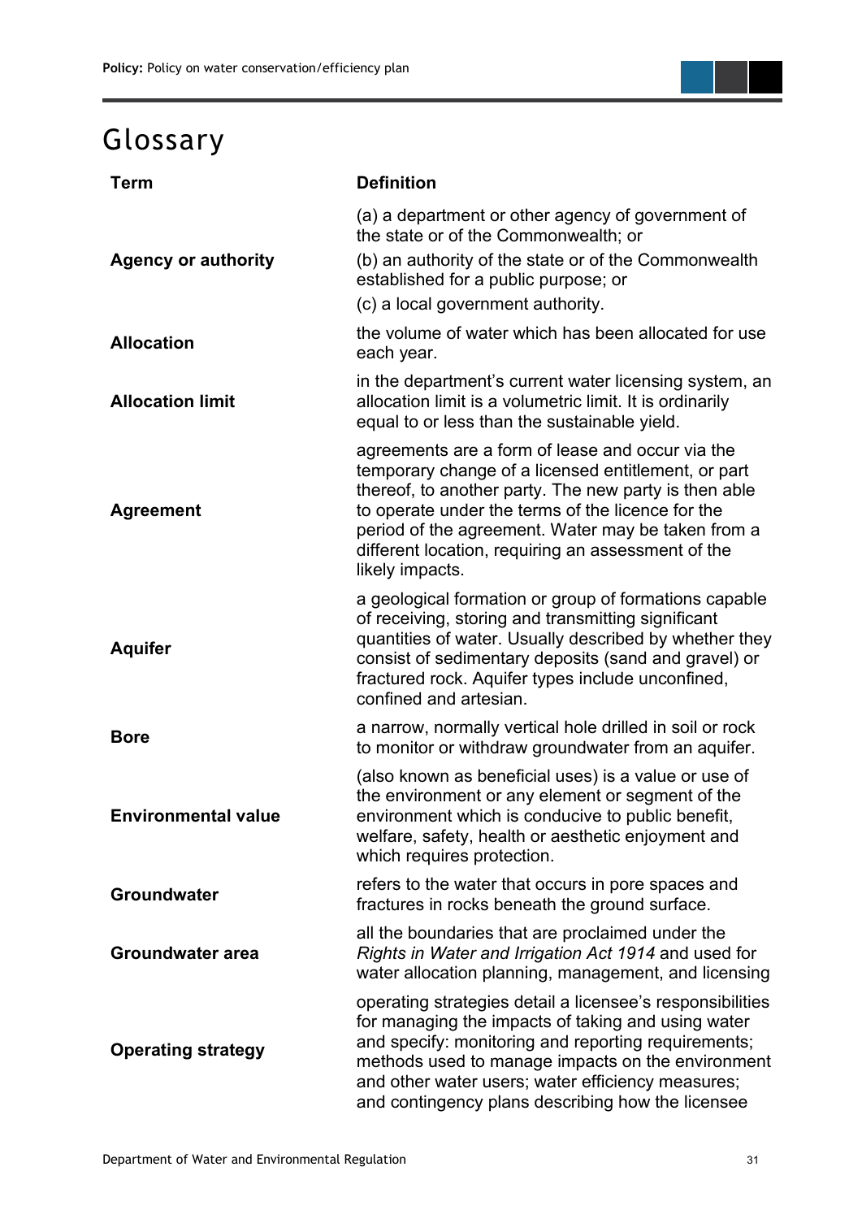# Glossary

| Term | Definition |
| --- | --- |
| **Agency or authority** | (a) a department or other agency of government of the state or of the Commonwealth; or<br>(b) an authority of the state or of the Commonwealth established for a public purpose; or<br>(c) a local government authority. |
| **Allocation** | the volume of water which has been allocated for use each year. |
| **Allocation limit** | in the department's current water licensing system, an allocation limit is a volumetric limit. It is ordinarily equal to or less than the sustainable yield. |
| **Agreement** | agreements are a form of lease and occur via the temporary change of a licensed entitlement, or part thereof, to another party. The new party is then able to operate under the terms of the licence for the period of the agreement. Water may be taken from a different location, requiring an assessment of the likely impacts. |
| **Aquifer** | a geological formation or group of formations capable of receiving, storing and transmitting significant quantities of water. Usually described by whether they consist of sedimentary deposits (sand and gravel) or fractured rock. Aquifer types include unconfined, confined and artesian. |
| **Bore** | a narrow, normally vertical hole drilled in soil or rock to monitor or withdraw groundwater from an aquifer. |
| **Environmental value** | (also known as beneficial uses) is a value or use of the environment or any element or segment of the environment which is conducive to public benefit, welfare, safety, health or aesthetic enjoyment and which requires protection. |
| **Groundwater** | refers to the water that occurs in pore spaces and fractures in rocks beneath the ground surface. |
| **Groundwater area** | all the boundaries that are proclaimed under the *Rights in Water and Irrigation Act 1914* and used for water allocation planning, management, and licensing |
| **Operating strategy** | operating strategies detail a licensee's responsibilities for managing the impacts of taking and using water and specify: monitoring and reporting requirements; methods used to manage impacts on the environment and other water users; water efficiency measures; and contingency plans describing how the licensee |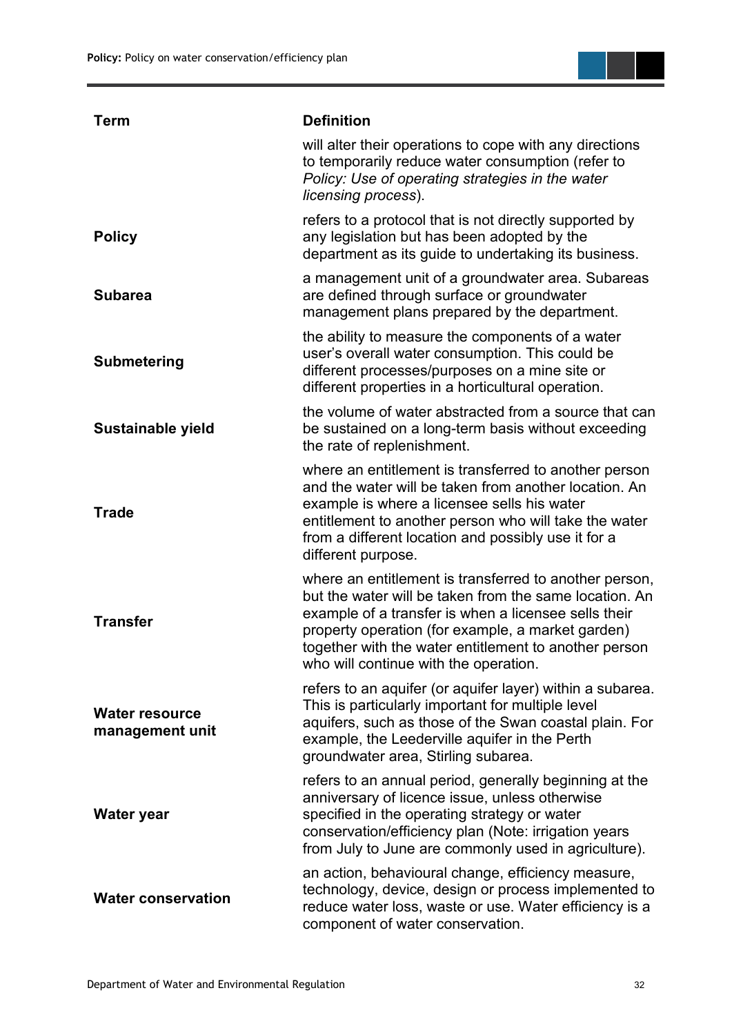| Term | Definition |
|---|---|
| | will alter their operations to cope with any directions to temporarily reduce water consumption (refer to *Policy: Use of operating strategies in the water licensing process*). |
| **Policy** | refers to a protocol that is not directly supported by any legislation but has been adopted by the department as its guide to undertaking its business. |
| **Subarea** | a management unit of a groundwater area. Subareas are defined through surface or groundwater management plans prepared by the department. |
| **Submetering** | the ability to measure the components of a water user's overall water consumption. This could be different processes/purposes on a mine site or different properties in a horticultural operation. |
| **Sustainable yield** | the volume of water abstracted from a source that can be sustained on a long-term basis without exceeding the rate of replenishment. |
| **Trade** | where an entitlement is transferred to another person and the water will be taken from another location. An example is where a licensee sells his water entitlement to another person who will take the water from a different location and possibly use it for a different purpose. |
| **Transfer** | where an entitlement is transferred to another person, but the water will be taken from the same location. An example of a transfer is when a licensee sells their property operation (for example, a market garden) together with the water entitlement to another person who will continue with the operation. |
| **Water resource management unit** | refers to an aquifer (or aquifer layer) within a subarea. This is particularly important for multiple level aquifers, such as those of the Swan coastal plain. For example, the Leederville aquifer in the Perth groundwater area, Stirling subarea. |
| **Water year** | refers to an annual period, generally beginning at the anniversary of licence issue, unless otherwise specified in the operating strategy or water conservation/efficiency plan (Note: irrigation years from July to June are commonly used in agriculture). |
| **Water conservation** | an action, behavioural change, efficiency measure, technology, device, design or process implemented to reduce water loss, waste or use. Water efficiency is a component of water conservation. |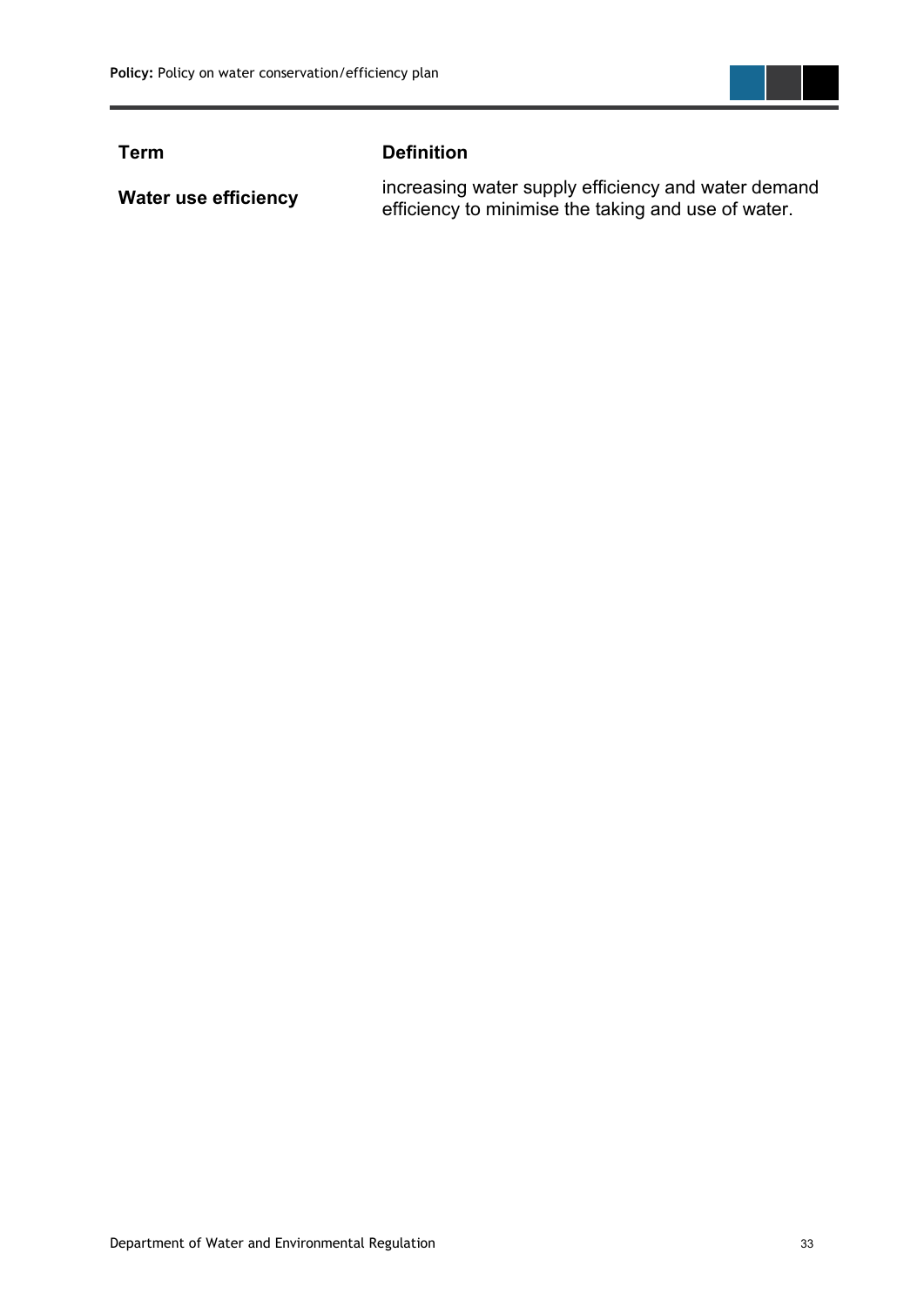| Term | Definition |
| --- | --- |
| **Water use efficiency** | increasing water supply efficiency and water demand efficiency to minimise the taking and use of water. |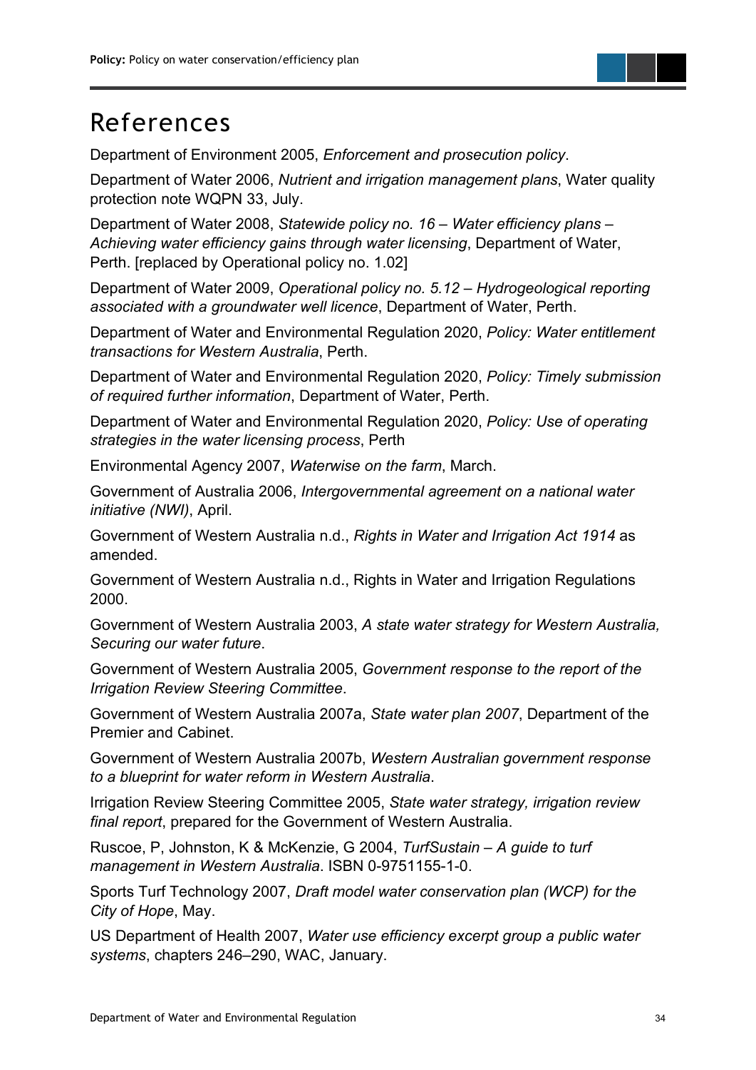# References

Department of Environment 2005, *Enforcement and prosecution policy*.

Department of Water 2006, *Nutrient and irrigation management plans*, Water quality protection note WQPN 33, July.

Department of Water 2008, *Statewide policy no. 16 – Water efficiency plans – Achieving water efficiency gains through water licensing*, Department of Water, Perth. [replaced by Operational policy no. 1.02]

Department of Water 2009, *Operational policy no. 5.12 – Hydrogeological reporting associated with a groundwater well licence*, Department of Water, Perth.

Department of Water and Environmental Regulation 2020, *Policy: Water entitlement transactions for Western Australia*, Perth.

Department of Water and Environmental Regulation 2020, *Policy: Timely submission of required further information*, Department of Water, Perth.

Department of Water and Environmental Regulation 2020, *Policy: Use of operating strategies in the water licensing process*, Perth

Environmental Agency 2007, *Waterwise on the farm*, March.

Government of Australia 2006, *Intergovernmental agreement on a national water initiative (NWI)*, April.

Government of Western Australia n.d., *Rights in Water and Irrigation Act 1914* as amended.

Government of Western Australia n.d., Rights in Water and Irrigation Regulations 2000.

Government of Western Australia 2003, *A state water strategy for Western Australia, Securing our water future*.

Government of Western Australia 2005, *Government response to the report of the Irrigation Review Steering Committee*.

Government of Western Australia 2007a, *State water plan 2007*, Department of the Premier and Cabinet.

Government of Western Australia 2007b, *Western Australian government response to a blueprint for water reform in Western Australia*.

Irrigation Review Steering Committee 2005, *State water strategy, irrigation review final report*, prepared for the Government of Western Australia.

Ruscoe, P, Johnston, K & McKenzie, G 2004, *TurfSustain – A guide to turf management in Western Australia*. ISBN 0-9751155-1-0.

Sports Turf Technology 2007, *Draft model water conservation plan (WCP) for the City of Hope*, May.

US Department of Health 2007, *Water use efficiency excerpt group a public water systems*, chapters 246–290, WAC, January.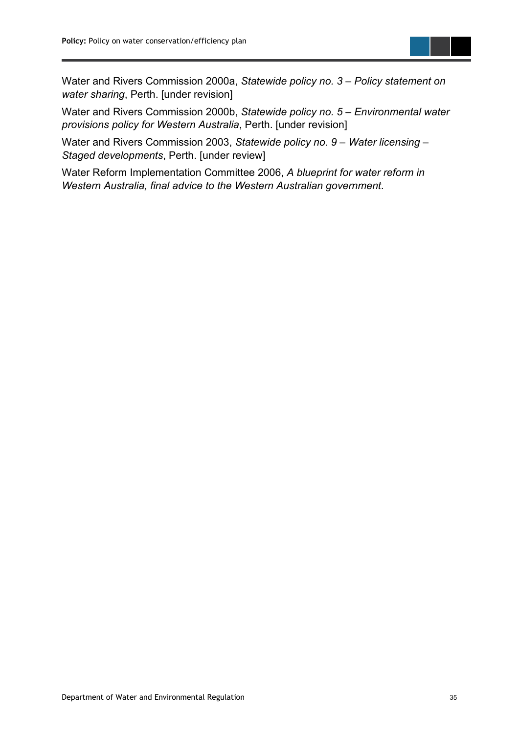Water and Rivers Commission 2000a, *Statewide policy no. 3 – Policy statement on water sharing*, Perth. [under revision]

Water and Rivers Commission 2000b, *Statewide policy no. 5 – Environmental water provisions policy for Western Australia*, Perth. [under revision]

Water and Rivers Commission 2003, *Statewide policy no. 9 – Water licensing – Staged developments*, Perth. [under review]

Water Reform Implementation Committee 2006, *A blueprint for water reform in Western Australia, final advice to the Western Australian government*.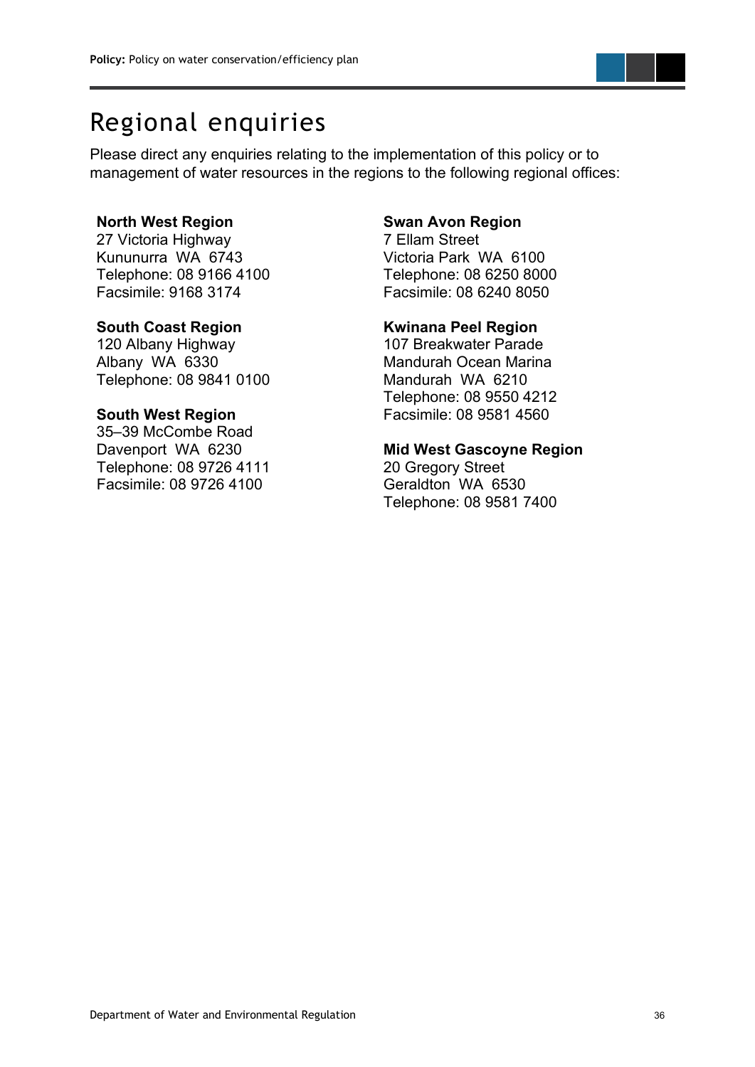# Regional enquiries

Please direct any enquiries relating to the implementation of this policy or to management of water resources in the regions to the following regional offices:

**North West Region**
27 Victoria Highway
Kununurra WA 6743
Telephone: 08 9166 4100
Facsimile: 9168 3174

**South Coast Region**
120 Albany Highway
Albany WA 6330
Telephone: 08 9841 0100

**South West Region**
35–39 McCombe Road
Davenport WA 6230
Telephone: 08 9726 4111
Facsimile: 08 9726 4100

**Swan Avon Region**
7 Ellam Street
Victoria Park WA 6100
Telephone: 08 6250 8000
Facsimile: 08 6240 8050

**Kwinana Peel Region**
107 Breakwater Parade
Mandurah Ocean Marina
Mandurah WA 6210
Telephone: 08 9550 4212
Facsimile: 08 9581 4560

**Mid West Gascoyne Region**
20 Gregory Street
Geraldton WA 6530
Telephone: 08 9581 7400